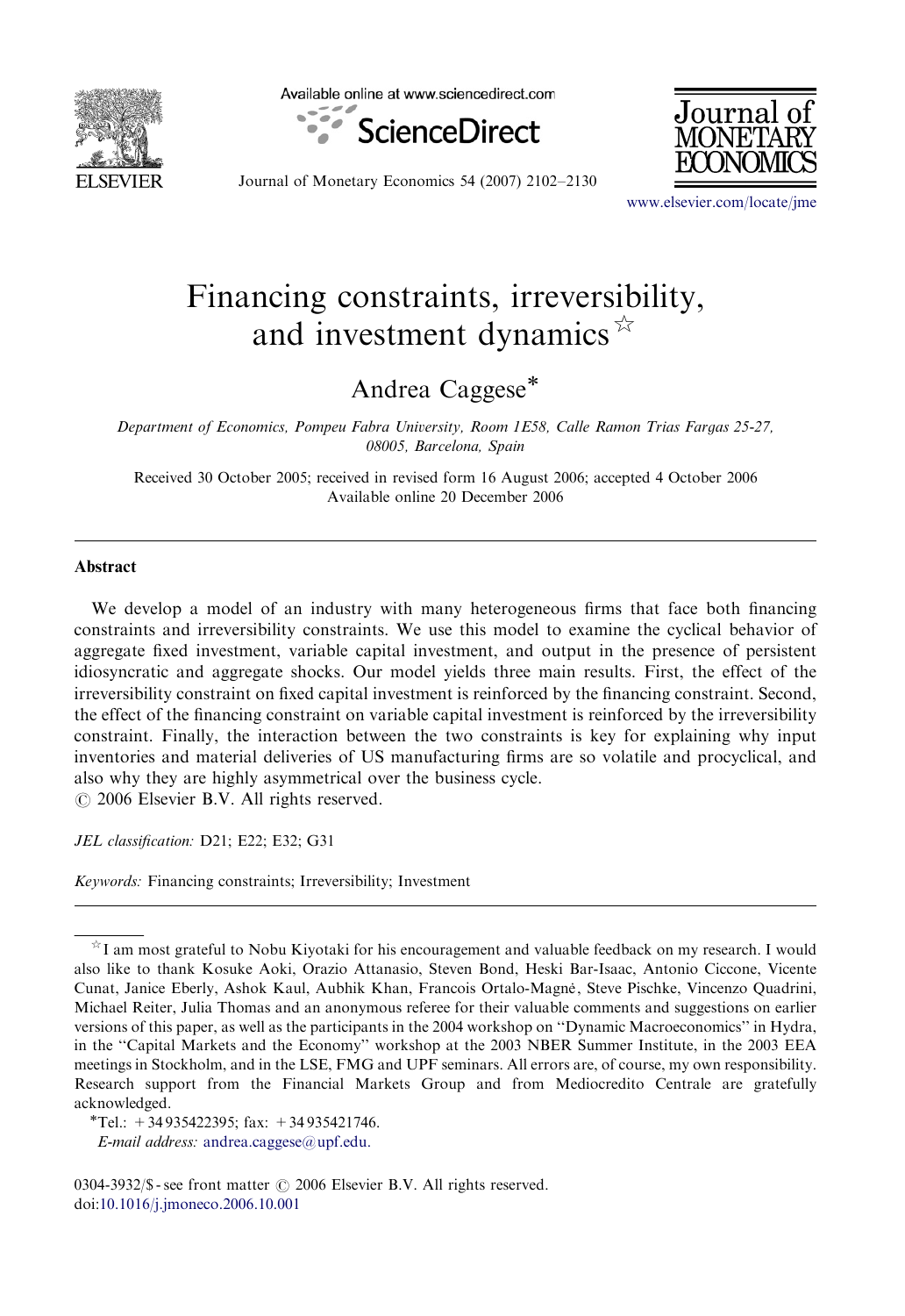# Financing constraints, irreversibility, and investment dynamics ☆

Andrea Caggese*

*Department of Economics, Pompeu Fabra University, Room 1E58, Calle Ramon Trias Fargas 25-27, 08005, Barcelona, Spain*

Received 30 October 2005; received in revised form 16 August 2006; accepted 4 October 2006
Available online 20 December 2006

## Abstract

We develop a model of an industry with many heterogeneous firms that face both financing constraints and irreversibility constraints. We use this model to examine the cyclical behavior of aggregate fixed investment, variable capital investment, and output in the presence of persistent idiosyncratic and aggregate shocks. Our model yields three main results. First, the effect of the irreversibility constraint on fixed capital investment is reinforced by the financing constraint. Second, the effect of the financing constraint on variable capital investment is reinforced by the irreversibility constraint. Finally, the interaction between the two constraints is key for explaining why input inventories and material deliveries of US manufacturing firms are so volatile and procyclical, and also why they are highly asymmetrical over the business cycle.
© 2006 Elsevier B.V. All rights reserved.

*JEL classification:* D21; E22; E32; G31

*Keywords:* Financing constraints; Irreversibility; Investment

---

☆ I am most grateful to Nobu Kiyotaki for his encouragement and valuable feedback on my research. I would also like to thank Kosuke Aoki, Orazio Attanasio, Steven Bond, Heski Bar-Isaac, Antonio Ciccone, Vicente Cunat, Janice Eberly, Ashok Kaul, Aubhik Khan, Francois Ortalo-Magné, Steve Pischke, Vincenzo Quadrini, Michael Reiter, Julia Thomas and an anonymous referee for their valuable comments and suggestions on earlier versions of this paper, as well as the participants in the 2004 workshop on "Dynamic Macroeconomics" in Hydra, in the "Capital Markets and the Economy" workshop at the 2003 NBER Summer Institute, in the 2003 EEA meetings in Stockholm, and in the LSE, FMG and UPF seminars. All errors are, of course, my own responsibility. Research support from the Financial Markets Group and from Mediocredito Centrale are gratefully acknowledged.

*Tel.: +34 935422395; fax: +34 935421746.
*E-mail address:* andrea.caggese@upf.edu.

0304-3932/$ - see front matter © 2006 Elsevier B.V. All rights reserved.
doi:10.1016/j.jmoneco.2006.10.001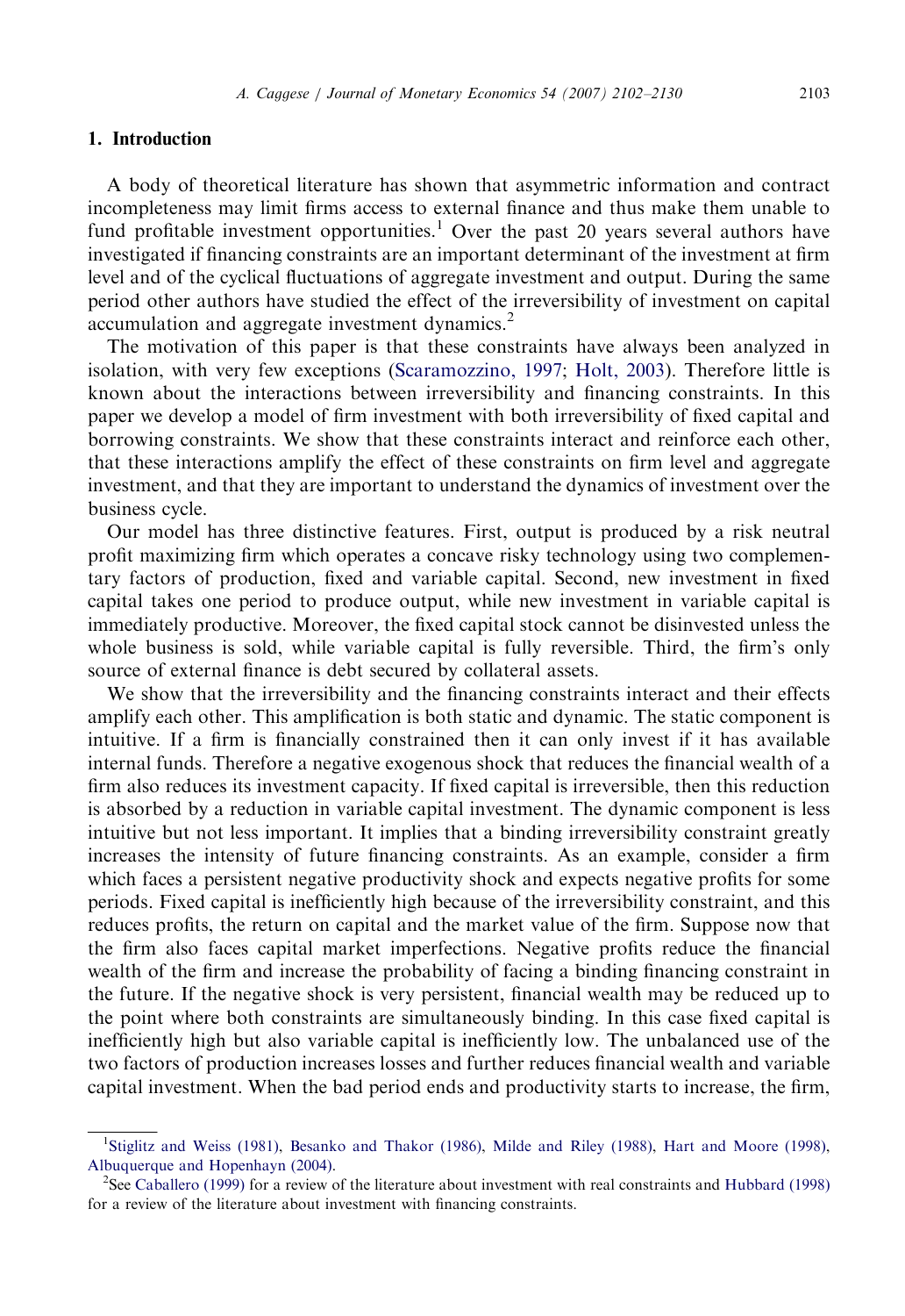## 1. Introduction

A body of theoretical literature has shown that asymmetric information and contract incompleteness may limit firms access to external finance and thus make them unable to fund profitable investment opportunities.[1] Over the past 20 years several authors have investigated if financing constraints are an important determinant of the investment at firm level and of the cyclical fluctuations of aggregate investment and output. During the same period other authors have studied the effect of the irreversibility of investment on capital accumulation and aggregate investment dynamics.[2]

The motivation of this paper is that these constraints have always been analyzed in isolation, with very few exceptions (Scaramozzino, 1997; Holt, 2003). Therefore little is known about the interactions between irreversibility and financing constraints. In this paper we develop a model of firm investment with both irreversibility of fixed capital and borrowing constraints. We show that these constraints interact and reinforce each other, that these interactions amplify the effect of these constraints on firm level and aggregate investment, and that they are important to understand the dynamics of investment over the business cycle.

Our model has three distinctive features. First, output is produced by a risk neutral profit maximizing firm which operates a concave risky technology using two complementary factors of production, fixed and variable capital. Second, new investment in fixed capital takes one period to produce output, while new investment in variable capital is immediately productive. Moreover, the fixed capital stock cannot be disinvested unless the whole business is sold, while variable capital is fully reversible. Third, the firm's only source of external finance is debt secured by collateral assets.

We show that the irreversibility and the financing constraints interact and their effects amplify each other. This amplification is both static and dynamic. The static component is intuitive. If a firm is financially constrained then it can only invest if it has available internal funds. Therefore a negative exogenous shock that reduces the financial wealth of a firm also reduces its investment capacity. If fixed capital is irreversible, then this reduction is absorbed by a reduction in variable capital investment. The dynamic component is less intuitive but not less important. It implies that a binding irreversibility constraint greatly increases the intensity of future financing constraints. As an example, consider a firm which faces a persistent negative productivity shock and expects negative profits for some periods. Fixed capital is inefficiently high because of the irreversibility constraint, and this reduces profits, the return on capital and the market value of the firm. Suppose now that the firm also faces capital market imperfections. Negative profits reduce the financial wealth of the firm and increase the probability of facing a binding financing constraint in the future. If the negative shock is very persistent, financial wealth may be reduced up to the point where both constraints are simultaneously binding. In this case fixed capital is inefficiently high but also variable capital is inefficiently low. The unbalanced use of the two factors of production increases losses and further reduces financial wealth and variable capital investment. When the bad period ends and productivity starts to increase, the firm,

[1] Stiglitz and Weiss (1981), Besanko and Thakor (1986), Milde and Riley (1988), Hart and Moore (1998), Albuquerque and Hopenhayn (2004).

[2] See Caballero (1999) for a review of the literature about investment with real constraints and Hubbard (1998) for a review of the literature about investment with financing constraints.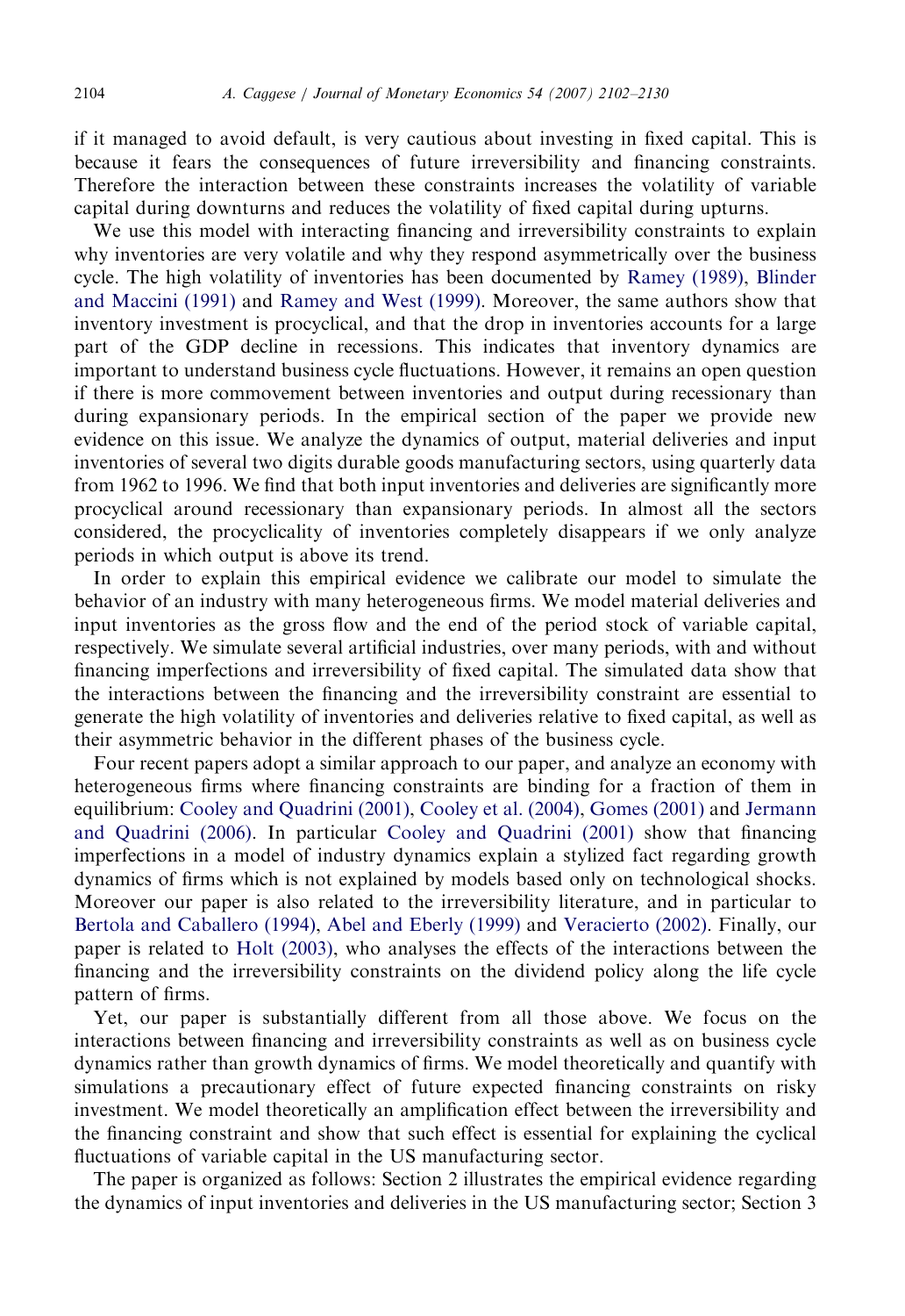if it managed to avoid default, is very cautious about investing in fixed capital. This is because it fears the consequences of future irreversibility and financing constraints. Therefore the interaction between these constraints increases the volatility of variable capital during downturns and reduces the volatility of fixed capital during upturns.

We use this model with interacting financing and irreversibility constraints to explain why inventories are very volatile and why they respond asymmetrically over the business cycle. The high volatility of inventories has been documented by Ramey (1989), Blinder and Maccini (1991) and Ramey and West (1999). Moreover, the same authors show that inventory investment is procyclical, and that the drop in inventories accounts for a large part of the GDP decline in recessions. This indicates that inventory dynamics are important to understand business cycle fluctuations. However, it remains an open question if there is more commovement between inventories and output during recessionary than during expansionary periods. In the empirical section of the paper we provide new evidence on this issue. We analyze the dynamics of output, material deliveries and input inventories of several two digits durable goods manufacturing sectors, using quarterly data from 1962 to 1996. We find that both input inventories and deliveries are significantly more procyclical around recessionary than expansionary periods. In almost all the sectors considered, the procyclicality of inventories completely disappears if we only analyze periods in which output is above its trend.

In order to explain this empirical evidence we calibrate our model to simulate the behavior of an industry with many heterogeneous firms. We model material deliveries and input inventories as the gross flow and the end of the period stock of variable capital, respectively. We simulate several artificial industries, over many periods, with and without financing imperfections and irreversibility of fixed capital. The simulated data show that the interactions between the financing and the irreversibility constraint are essential to generate the high volatility of inventories and deliveries relative to fixed capital, as well as their asymmetric behavior in the different phases of the business cycle.

Four recent papers adopt a similar approach to our paper, and analyze an economy with heterogeneous firms where financing constraints are binding for a fraction of them in equilibrium: Cooley and Quadrini (2001), Cooley et al. (2004), Gomes (2001) and Jermann and Quadrini (2006). In particular Cooley and Quadrini (2001) show that financing imperfections in a model of industry dynamics explain a stylized fact regarding growth dynamics of firms which is not explained by models based only on technological shocks. Moreover our paper is also related to the irreversibility literature, and in particular to Bertola and Caballero (1994), Abel and Eberly (1999) and Veracierto (2002). Finally, our paper is related to Holt (2003), who analyses the effects of the interactions between the financing and the irreversibility constraints on the dividend policy along the life cycle pattern of firms.

Yet, our paper is substantially different from all those above. We focus on the interactions between financing and irreversibility constraints as well as on business cycle dynamics rather than growth dynamics of firms. We model theoretically and quantify with simulations a precautionary effect of future expected financing constraints on risky investment. We model theoretically an amplification effect between the irreversibility and the financing constraint and show that such effect is essential for explaining the cyclical fluctuations of variable capital in the US manufacturing sector.

The paper is organized as follows: Section 2 illustrates the empirical evidence regarding the dynamics of input inventories and deliveries in the US manufacturing sector; Section 3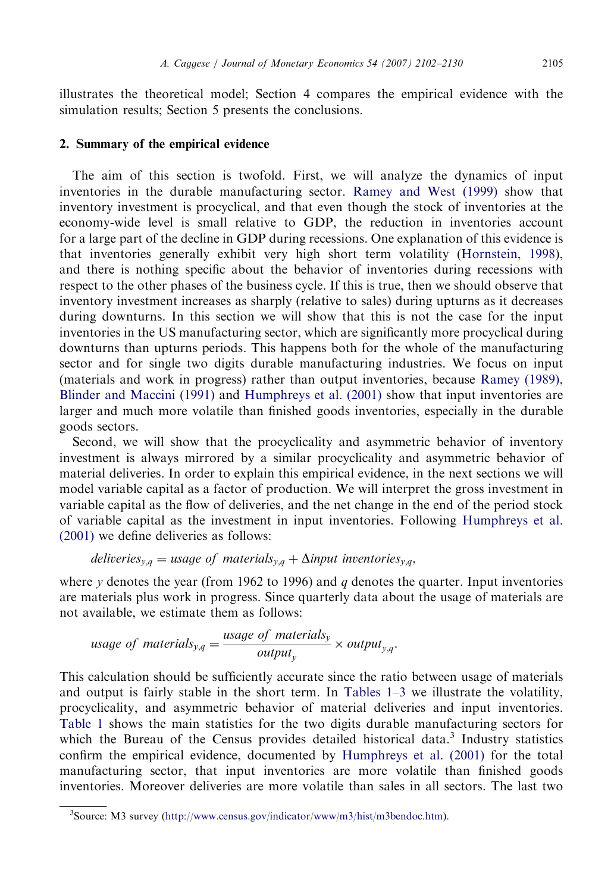illustrates the theoretical model; Section 4 compares the empirical evidence with the simulation results; Section 5 presents the conclusions.

## 2. Summary of the empirical evidence

The aim of this section is twofold. First, we will analyze the dynamics of input inventories in the durable manufacturing sector. Ramey and West (1999) show that inventory investment is procyclical, and that even though the stock of inventories at the economy-wide level is small relative to GDP, the reduction in inventories account for a large part of the decline in GDP during recessions. One explanation of this evidence is that inventories generally exhibit very high short term volatility (Hornstein, 1998), and there is nothing specific about the behavior of inventories during recessions with respect to the other phases of the business cycle. If this is true, then we should observe that inventory investment increases as sharply (relative to sales) during upturns as it decreases during downturns. In this section we will show that this is not the case for the input inventories in the US manufacturing sector, which are significantly more procyclical during downturns than upturns periods. This happens both for the whole of the manufacturing sector and for single two digits durable manufacturing industries. We focus on input (materials and work in progress) rather than output inventories, because Ramey (1989), Blinder and Maccini (1991) and Humphreys et al. (2001) show that input inventories are larger and much more volatile than finished goods inventories, especially in the durable goods sectors.

Second, we will show that the procyclicality and asymmetric behavior of inventory investment is always mirrored by a similar procyclicality and asymmetric behavior of material deliveries. In order to explain this empirical evidence, in the next sections we will model variable capital as a factor of production. We will interpret the gross investment in variable capital as the flow of deliveries, and the net change in the end of the period stock of variable capital as the investment in input inventories. Following Humphreys et al. (2001) we define deliveries as follows:

$$deliveries_{y,q} = usage\ of\ materials_{y,q} + \Delta input\ inventories_{y,q},$$

where $y$ denotes the year (from 1962 to 1996) and $q$ denotes the quarter. Input inventories are materials plus work in progress. Since quarterly data about the usage of materials are not available, we estimate them as follows:

$$usage\ of\ materials_{y,q} = \frac{usage\ of\ materials_{y}}{output_{y}} \times output_{y,q}.$$

This calculation should be sufficiently accurate since the ratio between usage of materials and output is fairly stable in the short term. In Tables 1–3 we illustrate the volatility, procyclicality, and asymmetric behavior of material deliveries and input inventories. Table 1 shows the main statistics for the two digits durable manufacturing sectors for which the Bureau of the Census provides detailed historical data.[3] Industry statistics confirm the empirical evidence, documented by Humphreys et al. (2001) for the total manufacturing sector, that input inventories are more volatile than finished goods inventories. Moreover deliveries are more volatile than sales in all sectors. The last two

[3]Source: M3 survey (http://www.census.gov/indicator/www/m3/hist/m3bendoc.htm).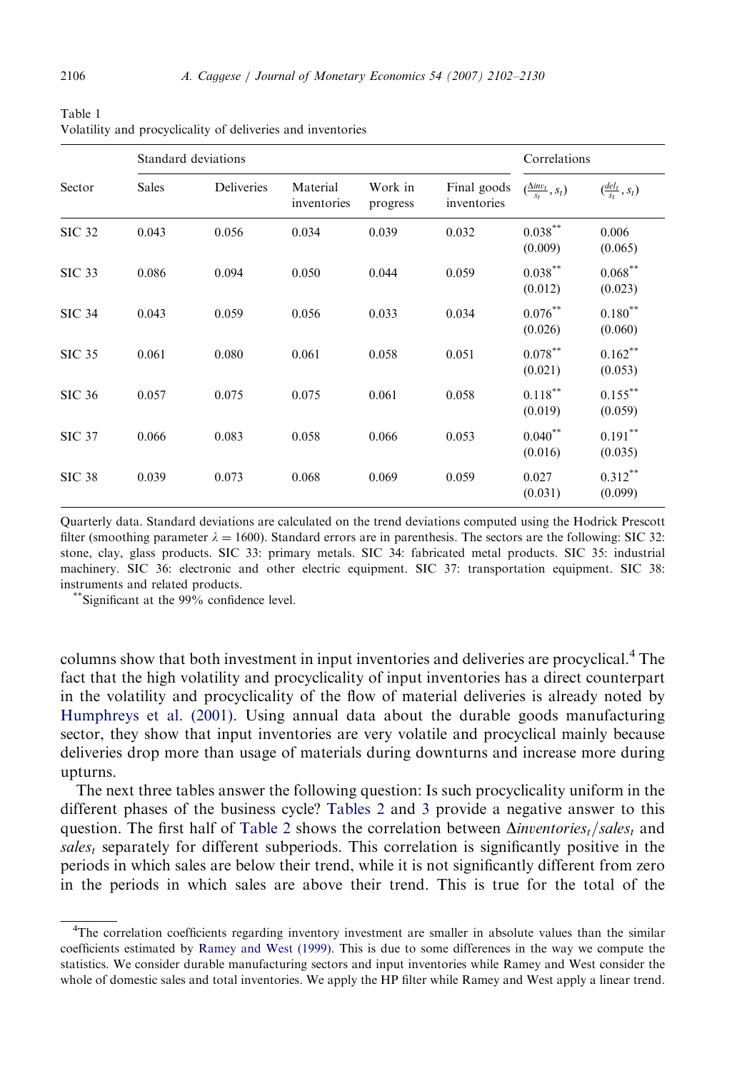Table 1
Volatility and procyclicality of deliveries and inventories

| Sector | Standard deviations | | | | | Correlations | |
|---|---|---|---|---|---|---|---|
| | Sales | Deliveries | Material inventories | Work in progress | Final goods inventories | $(\frac{\Delta inv_t}{s_t}, s_t)$ | $(\frac{del_t}{s_t}, s_t)$ |
| SIC 32 | 0.043 | 0.056 | 0.034 | 0.039 | 0.032 | 0.038** (0.009) | 0.006 (0.065) |
| SIC 33 | 0.086 | 0.094 | 0.050 | 0.044 | 0.059 | 0.038** (0.012) | 0.068** (0.023) |
| SIC 34 | 0.043 | 0.059 | 0.056 | 0.033 | 0.034 | 0.076** (0.026) | 0.180** (0.060) |
| SIC 35 | 0.061 | 0.080 | 0.061 | 0.058 | 0.051 | 0.078** (0.021) | 0.162** (0.053) |
| SIC 36 | 0.057 | 0.075 | 0.075 | 0.061 | 0.058 | 0.118** (0.019) | 0.155** (0.059) |
| SIC 37 | 0.066 | 0.083 | 0.058 | 0.066 | 0.053 | 0.040** (0.016) | 0.191** (0.035) |
| SIC 38 | 0.039 | 0.073 | 0.068 | 0.069 | 0.059 | 0.027 (0.031) | 0.312** (0.099) |

Quarterly data. Standard deviations are calculated on the trend deviations computed using the Hodrick Prescott filter (smoothing parameter $\lambda = 1600$). Standard errors are in parenthesis. The sectors are the following: SIC 32: stone, clay, glass products. SIC 33: primary metals. SIC 34: fabricated metal products. SIC 35: industrial machinery. SIC 36: electronic and other electric equipment. SIC 37: transportation equipment. SIC 38: instruments and related products.

**Significant at the 99% confidence level.

columns show that both investment in input inventories and deliveries are procyclical.[4] The fact that the high volatility and procyclicality of input inventories has a direct counterpart in the volatility and procyclicality of the flow of material deliveries is already noted by Humphreys et al. (2001). Using annual data about the durable goods manufacturing sector, they show that input inventories are very volatile and procyclical mainly because deliveries drop more than usage of materials during downturns and increase more during upturns.

The next three tables answer the following question: Is such procyclicality uniform in the different phases of the business cycle? Tables 2 and 3 provide a negative answer to this question. The first half of Table 2 shows the correlation between $\Delta inventories_t/sales_t$ and $sales_t$ separately for different subperiods. This correlation is significantly positive in the periods in which sales are below their trend, while it is not significantly different from zero in the periods in which sales are above their trend. This is true for the total of the

[4] The correlation coefficients regarding inventory investment are smaller in absolute values than the similar coefficients estimated by Ramey and West (1999). This is due to some differences in the way we compute the statistics. We consider durable manufacturing sectors and input inventories while Ramey and West consider the whole of domestic sales and total inventories. We apply the HP filter while Ramey and West apply a linear trend.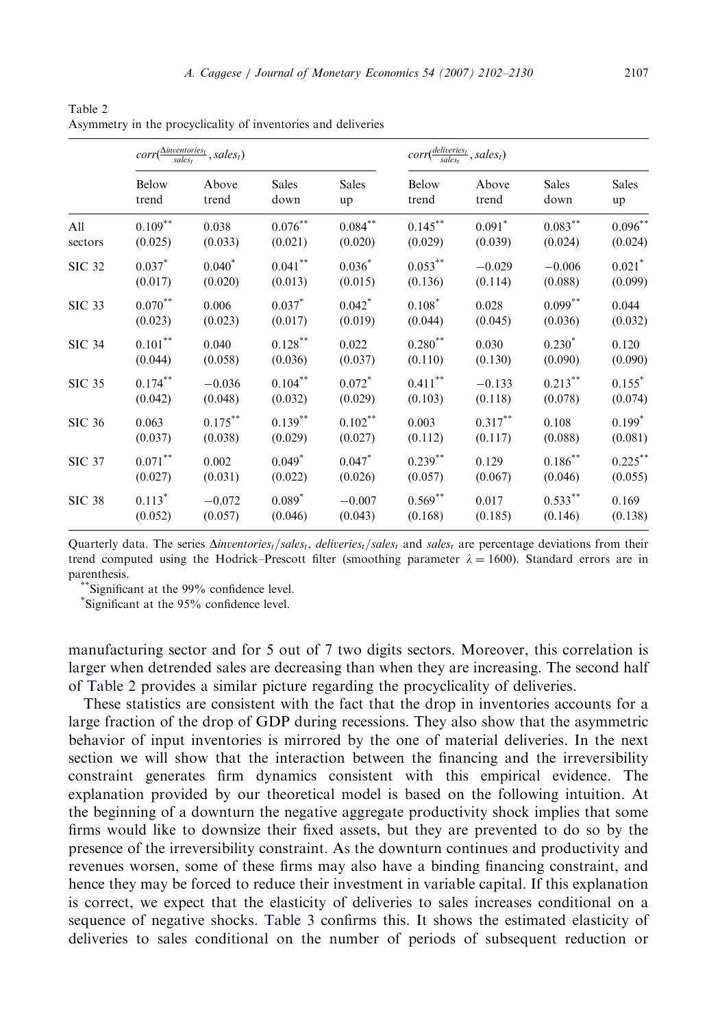Table 2
Asymmetry in the procyclicality of inventories and deliveries

| | $corr(\frac{\Delta inventories_t}{sales_t}, sales_t)$ | | | | $corr(\frac{deliveries_t}{sales_t}, sales_t)$ | | | |
|---|---|---|---|---|---|---|---|---|
| | Below trend | Above trend | Sales down | Sales up | Below trend | Above trend | Sales down | Sales up |
| All sectors | $0.109^{**}$ (0.025) | 0.038 (0.033) | $0.076^{**}$ (0.021) | $0.084^{**}$ (0.020) | $0.145^{**}$ (0.029) | $0.091^{*}$ (0.039) | $0.083^{**}$ (0.024) | $0.096^{**}$ (0.024) |
| SIC 32 | $0.037^{*}$ (0.017) | $0.040^{*}$ (0.020) | $0.041^{**}$ (0.013) | $0.036^{*}$ (0.015) | $0.053^{**}$ (0.136) | −0.029 (0.114) | −0.006 (0.088) | $0.021^{*}$ (0.099) |
| SIC 33 | $0.070^{**}$ (0.023) | 0.006 (0.023) | $0.037^{*}$ (0.017) | $0.042^{*}$ (0.019) | $0.108^{*}$ (0.044) | 0.028 (0.045) | $0.099^{**}$ (0.036) | 0.044 (0.032) |
| SIC 34 | $0.101^{**}$ (0.044) | 0.040 (0.058) | $0.128^{**}$ (0.036) | 0.022 (0.037) | $0.280^{**}$ (0.110) | 0.030 (0.130) | $0.230^{*}$ (0.090) | 0.120 (0.090) |
| SIC 35 | $0.174^{**}$ (0.042) | −0.036 (0.048) | $0.104^{**}$ (0.032) | $0.072^{*}$ (0.029) | $0.411^{**}$ (0.103) | −0.133 (0.118) | $0.213^{**}$ (0.078) | $0.155^{*}$ (0.074) |
| SIC 36 | 0.063 (0.037) | $0.175^{**}$ (0.038) | $0.139^{**}$ (0.029) | $0.102^{**}$ (0.027) | 0.003 (0.112) | $0.317^{**}$ (0.117) | 0.108 (0.088) | $0.199^{*}$ (0.081) |
| SIC 37 | $0.071^{**}$ (0.027) | 0.002 (0.031) | $0.049^{*}$ (0.022) | $0.047^{*}$ (0.026) | $0.239^{**}$ (0.057) | 0.129 (0.067) | $0.186^{**}$ (0.046) | $0.225^{**}$ (0.055) |
| SIC 38 | $0.113^{*}$ (0.052) | −0.072 (0.057) | $0.089^{*}$ (0.046) | −0.007 (0.043) | $0.569^{**}$ (0.168) | 0.017 (0.185) | $0.533^{**}$ (0.146) | 0.169 (0.138) |

Quarterly data. The series $\Delta inventories_t/sales_t$, $deliveries_t/sales_t$ and $sales_t$ are percentage deviations from their trend computed using the Hodrick–Prescott filter (smoothing parameter $\lambda = 1600$). Standard errors are in parenthesis.

\*\*Significant at the 99% confidence level.

\*Significant at the 95% confidence level.

manufacturing sector and for 5 out of 7 two digits sectors. Moreover, this correlation is larger when detrended sales are decreasing than when they are increasing. The second half of Table 2 provides a similar picture regarding the procyclicality of deliveries.

These statistics are consistent with the fact that the drop in inventories accounts for a large fraction of the drop of GDP during recessions. They also show that the asymmetric behavior of input inventories is mirrored by the one of material deliveries. In the next section we will show that the interaction between the financing and the irreversibility constraint generates firm dynamics consistent with this empirical evidence. The explanation provided by our theoretical model is based on the following intuition. At the beginning of a downturn the negative aggregate productivity shock implies that some firms would like to downsize their fixed assets, but they are prevented to do so by the presence of the irreversibility constraint. As the downturn continues and productivity and revenues worsen, some of these firms may also have a binding financing constraint, and hence they may be forced to reduce their investment in variable capital. If this explanation is correct, we expect that the elasticity of deliveries to sales increases conditional on a sequence of negative shocks. Table 3 confirms this. It shows the estimated elasticity of deliveries to sales conditional on the number of periods of subsequent reduction or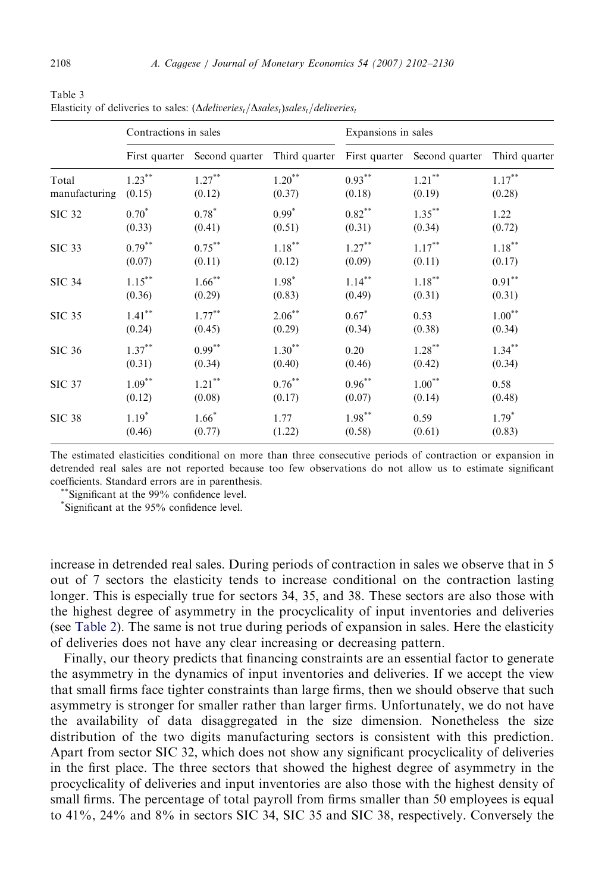Table 3
Elasticity of deliveries to sales: $(\Delta deliveries_t/\Delta sales_t)sales_t/deliveries_t$

| | Contractions in sales | | | Expansions in sales | | |
|---|---|---|---|---|---|---|
| | First quarter | Second quarter | Third quarter | First quarter | Second quarter | Third quarter |
| Total manufacturing | 1.23** (0.15) | 1.27** (0.12) | 1.20** (0.37) | 0.93** (0.18) | 1.21** (0.19) | 1.17** (0.28) |
| SIC 32 | 0.70* (0.33) | 0.78* (0.41) | 0.99* (0.51) | 0.82** (0.31) | 1.35** (0.34) | 1.22 (0.72) |
| SIC 33 | 0.79** (0.07) | 0.75** (0.11) | 1.18** (0.12) | 1.27** (0.09) | 1.17** (0.11) | 1.18** (0.17) |
| SIC 34 | 1.15** (0.36) | 1.66** (0.29) | 1.98* (0.83) | 1.14** (0.49) | 1.18** (0.31) | 0.91** (0.31) |
| SIC 35 | 1.41** (0.24) | 1.77** (0.45) | 2.06** (0.29) | 0.67* (0.34) | 0.53 (0.38) | 1.00** (0.34) |
| SIC 36 | 1.37** (0.31) | 0.99** (0.34) | 1.30** (0.40) | 0.20 (0.46) | 1.28** (0.42) | 1.34** (0.34) |
| SIC 37 | 1.09** (0.12) | 1.21** (0.08) | 0.76** (0.17) | 0.96** (0.07) | 1.00** (0.14) | 0.58 (0.48) |
| SIC 38 | 1.19* (0.46) | 1.66* (0.77) | 1.77 (1.22) | 1.98** (0.58) | 0.59 (0.61) | 1.79* (0.83) |

The estimated elasticities conditional on more than three consecutive periods of contraction or expansion in detrended real sales are not reported because too few observations do not allow us to estimate significant coefficients. Standard errors are in parenthesis.

**Significant at the 99% confidence level.

*Significant at the 95% confidence level.

increase in detrended real sales. During periods of contraction in sales we observe that in 5 out of 7 sectors the elasticity tends to increase conditional on the contraction lasting longer. This is especially true for sectors 34, 35, and 38. These sectors are also those with the highest degree of asymmetry in the procyclicality of input inventories and deliveries (see Table 2). The same is not true during periods of expansion in sales. Here the elasticity of deliveries does not have any clear increasing or decreasing pattern.

Finally, our theory predicts that financing constraints are an essential factor to generate the asymmetry in the dynamics of input inventories and deliveries. If we accept the view that small firms face tighter constraints than large firms, then we should observe that such asymmetry is stronger for smaller rather than larger firms. Unfortunately, we do not have the availability of data disaggregated in the size dimension. Nonetheless the size distribution of the two digits manufacturing sectors is consistent with this prediction. Apart from sector SIC 32, which does not show any significant procyclicality of deliveries in the first place. The three sectors that showed the highest degree of asymmetry in the procyclicality of deliveries and input inventories are also those with the highest density of small firms. The percentage of total payroll from firms smaller than 50 employees is equal to 41%, 24% and 8% in sectors SIC 34, SIC 35 and SIC 38, respectively. Conversely the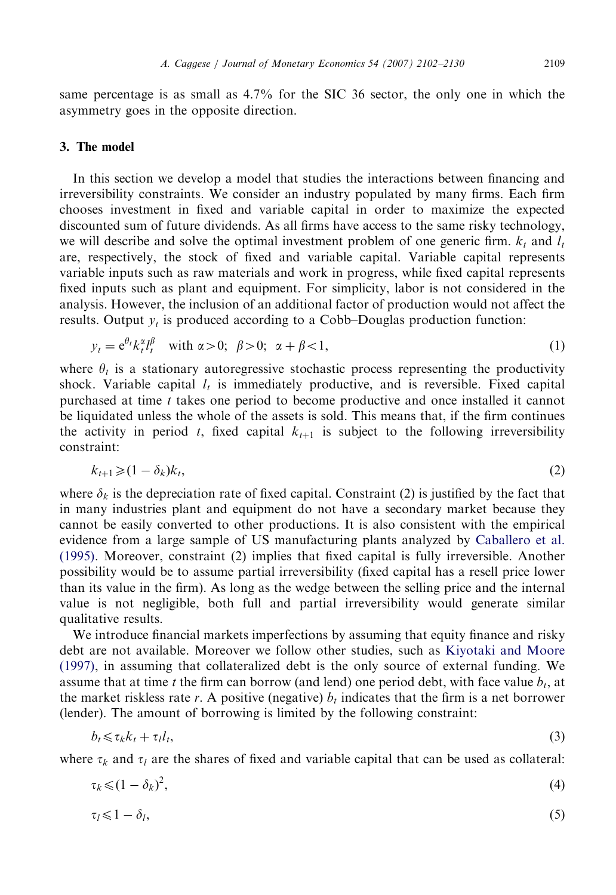same percentage is as small as 4.7% for the SIC 36 sector, the only one in which the asymmetry goes in the opposite direction.

## 3. The model

In this section we develop a model that studies the interactions between financing and irreversibility constraints. We consider an industry populated by many firms. Each firm chooses investment in fixed and variable capital in order to maximize the expected discounted sum of future dividends. As all firms have access to the same risky technology, we will describe and solve the optimal investment problem of one generic firm. $k_t$ and $l_t$ are, respectively, the stock of fixed and variable capital. Variable capital represents variable inputs such as raw materials and work in progress, while fixed capital represents fixed inputs such as plant and equipment. For simplicity, labor is not considered in the analysis. However, the inclusion of an additional factor of production would not affect the results. Output $y_t$ is produced according to a Cobb–Douglas production function:

$$y_t = e^{\theta_t} k_t^{\alpha} l_t^{\beta} \quad \text{with } \alpha > 0;\ \beta > 0;\ \alpha + \beta < 1, \tag{1}$$

where $\theta_t$ is a stationary autoregressive stochastic process representing the productivity shock. Variable capital $l_t$ is immediately productive, and is reversible. Fixed capital purchased at time $t$ takes one period to become productive and once installed it cannot be liquidated unless the whole of the assets is sold. This means that, if the firm continues the activity in period $t$, fixed capital $k_{t+1}$ is subject to the following irreversibility constraint:

$$k_{t+1} \geqslant (1 - \delta_k) k_t, \tag{2}$$

where $\delta_k$ is the depreciation rate of fixed capital. Constraint (2) is justified by the fact that in many industries plant and equipment do not have a secondary market because they cannot be easily converted to other productions. It is also consistent with the empirical evidence from a large sample of US manufacturing plants analyzed by Caballero et al. (1995). Moreover, constraint (2) implies that fixed capital is fully irreversible. Another possibility would be to assume partial irreversibility (fixed capital has a resell price lower than its value in the firm). As long as the wedge between the selling price and the internal value is not negligible, both full and partial irreversibility would generate similar qualitative results.

We introduce financial markets imperfections by assuming that equity finance and risky debt are not available. Moreover we follow other studies, such as Kiyotaki and Moore (1997), in assuming that collateralized debt is the only source of external funding. We assume that at time $t$ the firm can borrow (and lend) one period debt, with face value $b_t$, at the market riskless rate $r$. A positive (negative) $b_t$ indicates that the firm is a net borrower (lender). The amount of borrowing is limited by the following constraint:

$$b_t \leqslant \tau_k k_t + \tau_l l_t, \tag{3}$$

where $\tau_k$ and $\tau_l$ are the shares of fixed and variable capital that can be used as collateral:

$$\tau_k \leqslant (1 - \delta_k)^2, \tag{4}$$

$$\tau_l \leqslant 1 - \delta_l, \tag{5}$$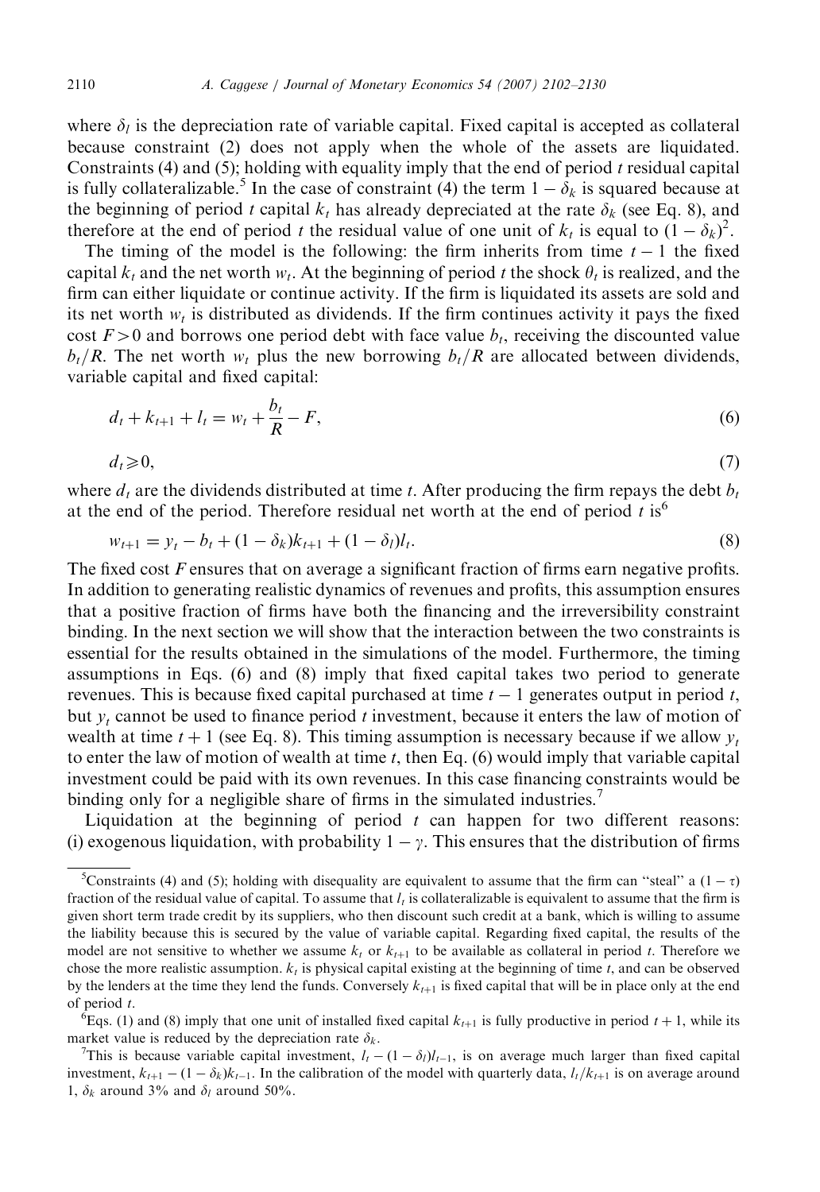where $\delta_l$ is the depreciation rate of variable capital. Fixed capital is accepted as collateral because constraint (2) does not apply when the whole of the assets are liquidated. Constraints (4) and (5); holding with equality imply that the end of period $t$ residual capital is fully collateralizable.[5] In the case of constraint (4) the term $1-\delta_k$ is squared because at the beginning of period $t$ capital $k_t$ has already depreciated at the rate $\delta_k$ (see Eq. 8), and therefore at the end of period $t$ the residual value of one unit of $k_t$ is equal to $(1-\delta_k)^2$.

The timing of the model is the following: the firm inherits from time $t-1$ the fixed capital $k_t$ and the net worth $w_t$. At the beginning of period $t$ the shock $\theta_t$ is realized, and the firm can either liquidate or continue activity. If the firm is liquidated its assets are sold and its net worth $w_t$ is distributed as dividends. If the firm continues activity it pays the fixed cost $F>0$ and borrows one period debt with face value $b_t$, receiving the discounted value $b_t/R$. The net worth $w_t$ plus the new borrowing $b_t/R$ are allocated between dividends, variable capital and fixed capital:

$$d_t + k_{t+1} + l_t = w_t + \frac{b_t}{R} - F, \tag{6}$$

$$d_t \geqslant 0, \tag{7}$$

where $d_t$ are the dividends distributed at time $t$. After producing the firm repays the debt $b_t$ at the end of the period. Therefore residual net worth at the end of period $t$ is[6]

$$w_{t+1} = y_t - b_t + (1-\delta_k)k_{t+1} + (1-\delta_l)l_t. \tag{8}$$

The fixed cost $F$ ensures that on average a significant fraction of firms earn negative profits. In addition to generating realistic dynamics of revenues and profits, this assumption ensures that a positive fraction of firms have both the financing and the irreversibility constraint binding. In the next section we will show that the interaction between the two constraints is essential for the results obtained in the simulations of the model. Furthermore, the timing assumptions in Eqs. (6) and (8) imply that fixed capital takes two period to generate revenues. This is because fixed capital purchased at time $t-1$ generates output in period $t$, but $y_t$ cannot be used to finance period $t$ investment, because it enters the law of motion of wealth at time $t+1$ (see Eq. 8). This timing assumption is necessary because if we allow $y_t$ to enter the law of motion of wealth at time $t$, then Eq. (6) would imply that variable capital investment could be paid with its own revenues. In this case financing constraints would be binding only for a negligible share of firms in the simulated industries.[7]

Liquidation at the beginning of period $t$ can happen for two different reasons: (i) exogenous liquidation, with probability $1-\gamma$. This ensures that the distribution of firms

---

[5] Constraints (4) and (5); holding with disequality are equivalent to assume that the firm can "steal" a $(1-\tau)$ fraction of the residual value of capital. To assume that $l_t$ is collateralizable is equivalent to assume that the firm is given short term trade credit by its suppliers, who then discount such credit at a bank, which is willing to assume the liability because this is secured by the value of variable capital. Regarding fixed capital, the results of the model are not sensitive to whether we assume $k_t$ or $k_{t+1}$ to be available as collateral in period $t$. Therefore we chose the more realistic assumption. $k_t$ is physical capital existing at the beginning of time $t$, and can be observed by the lenders at the time they lend the funds. Conversely $k_{t+1}$ is fixed capital that will be in place only at the end of period $t$.

[6] Eqs. (1) and (8) imply that one unit of installed fixed capital $k_{t+1}$ is fully productive in period $t+1$, while its market value is reduced by the depreciation rate $\delta_k$.

[7] This is because variable capital investment, $l_t-(1-\delta_l)l_{t-1}$, is on average much larger than fixed capital investment, $k_{t+1}-(1-\delta_k)k_{t-1}$. In the calibration of the model with quarterly data, $l_t/k_{t+1}$ is on average around 1, $\delta_k$ around 3% and $\delta_l$ around 50%.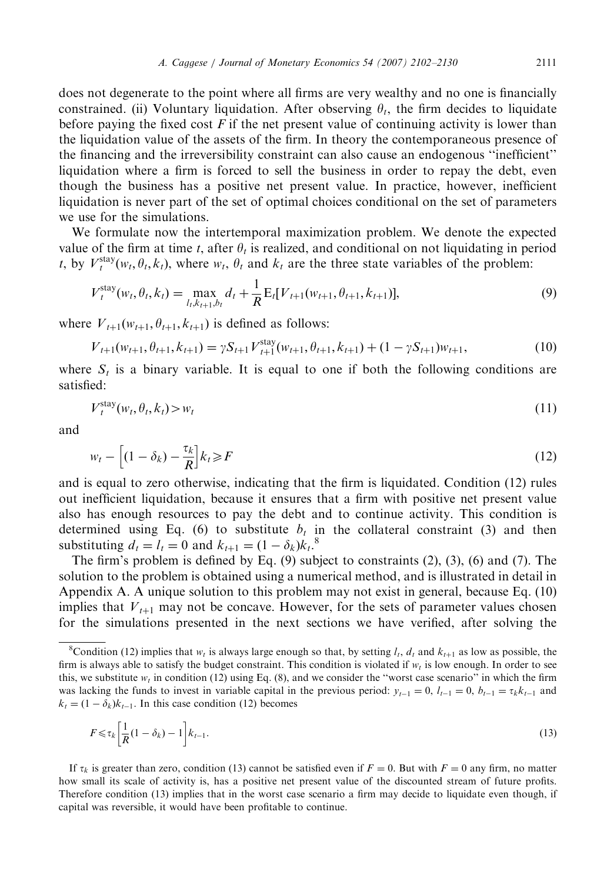does not degenerate to the point where all firms are very wealthy and no one is financially constrained. (ii) Voluntary liquidation. After observing $\theta_t$, the firm decides to liquidate before paying the fixed cost $F$ if the net present value of continuing activity is lower than the liquidation value of the assets of the firm. In theory the contemporaneous presence of the financing and the irreversibility constraint can also cause an endogenous ''inefficient'' liquidation where a firm is forced to sell the business in order to repay the debt, even though the business has a positive net present value. In practice, however, inefficient liquidation is never part of the set of optimal choices conditional on the set of parameters we use for the simulations.

We formulate now the intertemporal maximization problem. We denote the expected value of the firm at time $t$, after $\theta_t$ is realized, and conditional on not liquidating in period $t$, by $V_t^{\text{stay}}(w_t, \theta_t, k_t)$, where $w_t$, $\theta_t$ and $k_t$ are the three state variables of the problem:

$$V_t^{\text{stay}}(w_t, \theta_t, k_t) = \max_{l_t, k_{t+1}, b_t} d_t + \frac{1}{R}\mathrm{E}_t[V_{t+1}(w_{t+1}, \theta_{t+1}, k_{t+1})], \tag{9}$$

where $V_{t+1}(w_{t+1}, \theta_{t+1}, k_{t+1})$ is defined as follows:

$$V_{t+1}(w_{t+1}, \theta_{t+1}, k_{t+1}) = \gamma S_{t+1} V_{t+1}^{\text{stay}}(w_{t+1}, \theta_{t+1}, k_{t+1}) + (1 - \gamma S_{t+1})w_{t+1}, \tag{10}$$

where $S_t$ is a binary variable. It is equal to one if both the following conditions are satisfied:

$$V_t^{\text{stay}}(w_t, \theta_t, k_t) > w_t \tag{11}$$

and

$$w_t - \left[(1 - \delta_k) - \frac{\tau_k}{R}\right]k_t \geqslant F \tag{12}$$

and is equal to zero otherwise, indicating that the firm is liquidated. Condition (12) rules out inefficient liquidation, because it ensures that a firm with positive net present value also has enough resources to pay the debt and to continue activity. This condition is determined using Eq. (6) to substitute $b_t$ in the collateral constraint (3) and then substituting $d_t = l_t = 0$ and $k_{t+1} = (1 - \delta_k)k_t$.[8]

The firm's problem is defined by Eq. (9) subject to constraints (2), (3), (6) and (7). The solution to the problem is obtained using a numerical method, and is illustrated in detail in Appendix A. A unique solution to this problem may not exist in general, because Eq. (10) implies that $V_{t+1}$ may not be concave. However, for the sets of parameter values chosen for the simulations presented in the next sections we have verified, after solving the

[8] Condition (12) implies that $w_t$ is always large enough so that, by setting $l_t$, $d_t$ and $k_{t+1}$ as low as possible, the firm is always able to satisfy the budget constraint. This condition is violated if $w_t$ is low enough. In order to see this, we substitute $w_t$ in condition (12) using Eq. (8), and we consider the ''worst case scenario'' in which the firm was lacking the funds to invest in variable capital in the previous period: $y_{t-1} = 0$, $l_{t-1} = 0$, $b_{t-1} = \tau_k k_{t-1}$ and $k_t = (1 - \delta_k)k_{t-1}$. In this case condition (12) becomes

$$F \leqslant \tau_k\left[\frac{1}{R}(1 - \delta_k) - 1\right]k_{t-1}. \tag{13}$$

If $\tau_k$ is greater than zero, condition (13) cannot be satisfied even if $F = 0$. But with $F = 0$ any firm, no matter how small its scale of activity is, has a positive net present value of the discounted stream of future profits. Therefore condition (13) implies that in the worst case scenario a firm may decide to liquidate even though, if capital was reversible, it would have been profitable to continue.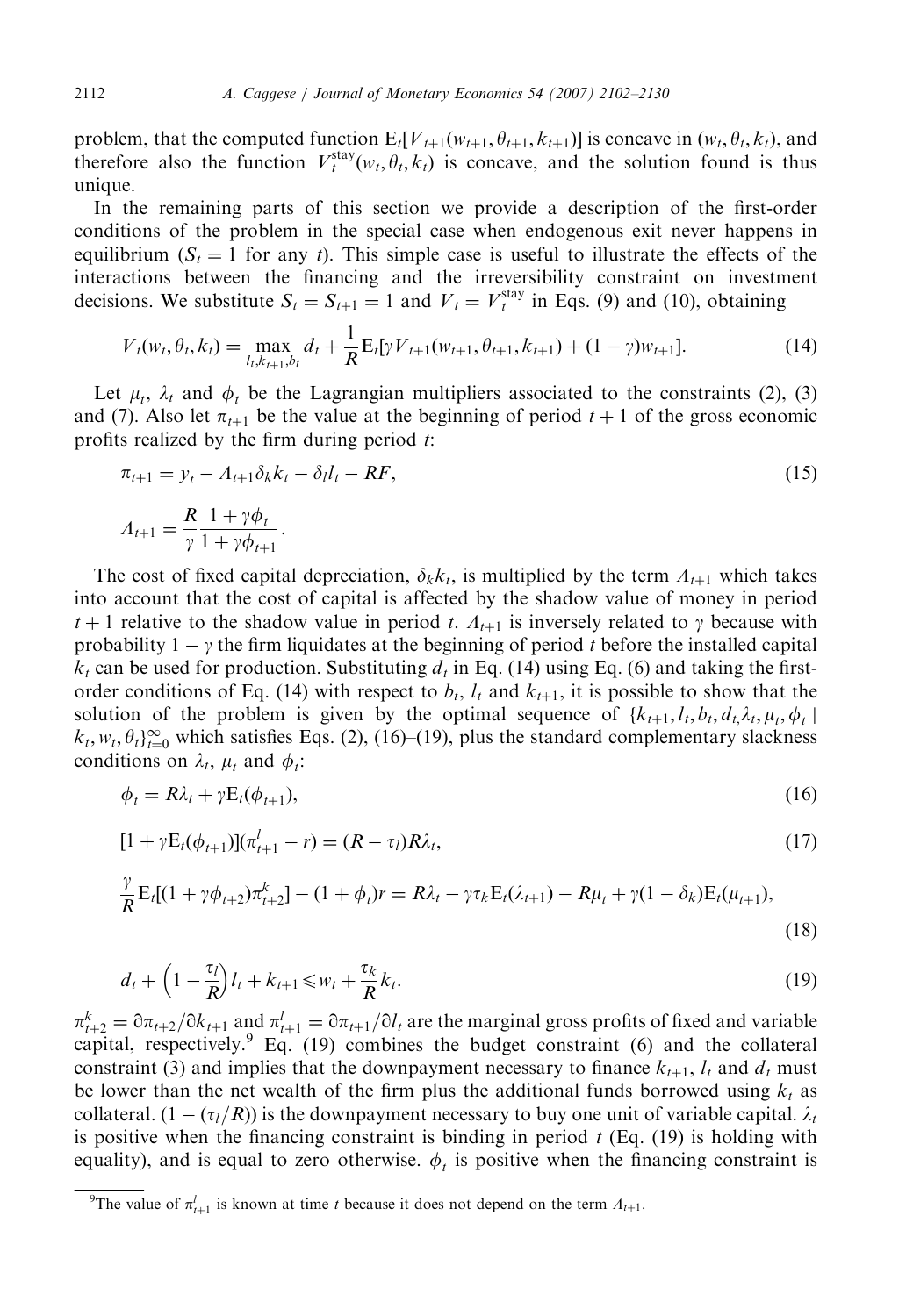problem, that the computed function $E_t[V_{t+1}(w_{t+1}, \theta_{t+1}, k_{t+1})]$ is concave in $(w_t, \theta_t, k_t)$, and therefore also the function $V_t^{\text{stay}}(w_t, \theta_t, k_t)$ is concave, and the solution found is thus unique.

In the remaining parts of this section we provide a description of the first-order conditions of the problem in the special case when endogenous exit never happens in equilibrium ($S_t = 1$ for any $t$). This simple case is useful to illustrate the effects of the interactions between the financing and the irreversibility constraint on investment decisions. We substitute $S_t = S_{t+1} = 1$ and $V_t = V_t^{\text{stay}}$ in Eqs. (9) and (10), obtaining

$$V_t(w_t, \theta_t, k_t) = \max_{l_t, k_{t+1}, b_t} d_t + \frac{1}{R} E_t[\gamma V_{t+1}(w_{t+1}, \theta_{t+1}, k_{t+1}) + (1-\gamma) w_{t+1}]. \tag{14}$$

Let $\mu_t$, $\lambda_t$ and $\phi_t$ be the Lagrangian multipliers associated to the constraints (2), (3) and (7). Also let $\pi_{t+1}$ be the value at the beginning of period $t+1$ of the gross economic profits realized by the firm during period $t$:

$$\pi_{t+1} = y_t - \Lambda_{t+1}\delta_k k_t - \delta_l l_t - RF, \tag{15}$$

$$\Lambda_{t+1} = \frac{R}{\gamma} \frac{1 + \gamma\phi_t}{1 + \gamma\phi_{t+1}}.$$

The cost of fixed capital depreciation, $\delta_k k_t$, is multiplied by the term $\Lambda_{t+1}$ which takes into account that the cost of capital is affected by the shadow value of money in period $t+1$ relative to the shadow value in period $t$. $\Lambda_{t+1}$ is inversely related to $\gamma$ because with probability $1-\gamma$ the firm liquidates at the beginning of period $t$ before the installed capital $k_t$ can be used for production. Substituting $d_t$ in Eq. (14) using Eq. (6) and taking the first-order conditions of Eq. (14) with respect to $b_t$, $l_t$ and $k_{t+1}$, it is possible to show that the solution of the problem is given by the optimal sequence of $\{k_{t+1}, l_t, b_t, d_t, \lambda_t, \mu_t, \phi_t \mid k_t, w_t, \theta_t\}_{t=0}^{\infty}$ which satisfies Eqs. (2), (16)–(19), plus the standard complementary slackness conditions on $\lambda_t$, $\mu_t$ and $\phi_t$:

$$\phi_t = R\lambda_t + \gamma E_t(\phi_{t+1}), \tag{16}$$

$$[1 + \gamma E_t(\phi_{t+1})](\pi_{t+1}^l - r) = (R - \tau_l)R\lambda_t, \tag{17}$$

$$\frac{\gamma}{R} E_t[(1 + \gamma\phi_{t+2})\pi_{t+2}^k] - (1 + \phi_t)r = R\lambda_t - \gamma\tau_k E_t(\lambda_{t+1}) - R\mu_t + \gamma(1 - \delta_k)E_t(\mu_{t+1}), \tag{18}$$

$$d_t + \left(1 - \frac{\tau_l}{R}\right) l_t + k_{t+1} \leqslant w_t + \frac{\tau_k}{R} k_t. \tag{19}$$

$\pi_{t+2}^k = \partial\pi_{t+2}/\partial k_{t+1}$ and $\pi_{t+1}^l = \partial\pi_{t+1}/\partial l_t$ are the marginal gross profits of fixed and variable capital, respectively.[9] Eq. (19) combines the budget constraint (6) and the collateral constraint (3) and implies that the downpayment necessary to finance $k_{t+1}$, $l_t$ and $d_t$ must be lower than the net wealth of the firm plus the additional funds borrowed using $k_t$ as collateral. $(1 - (\tau_l/R))$ is the downpayment necessary to buy one unit of variable capital. $\lambda_t$ is positive when the financing constraint is binding in period $t$ (Eq. (19) is holding with equality), and is equal to zero otherwise. $\phi_t$ is positive when the financing constraint is

[9] The value of $\pi_{t+1}^l$ is known at time $t$ because it does not depend on the term $\Lambda_{t+1}$.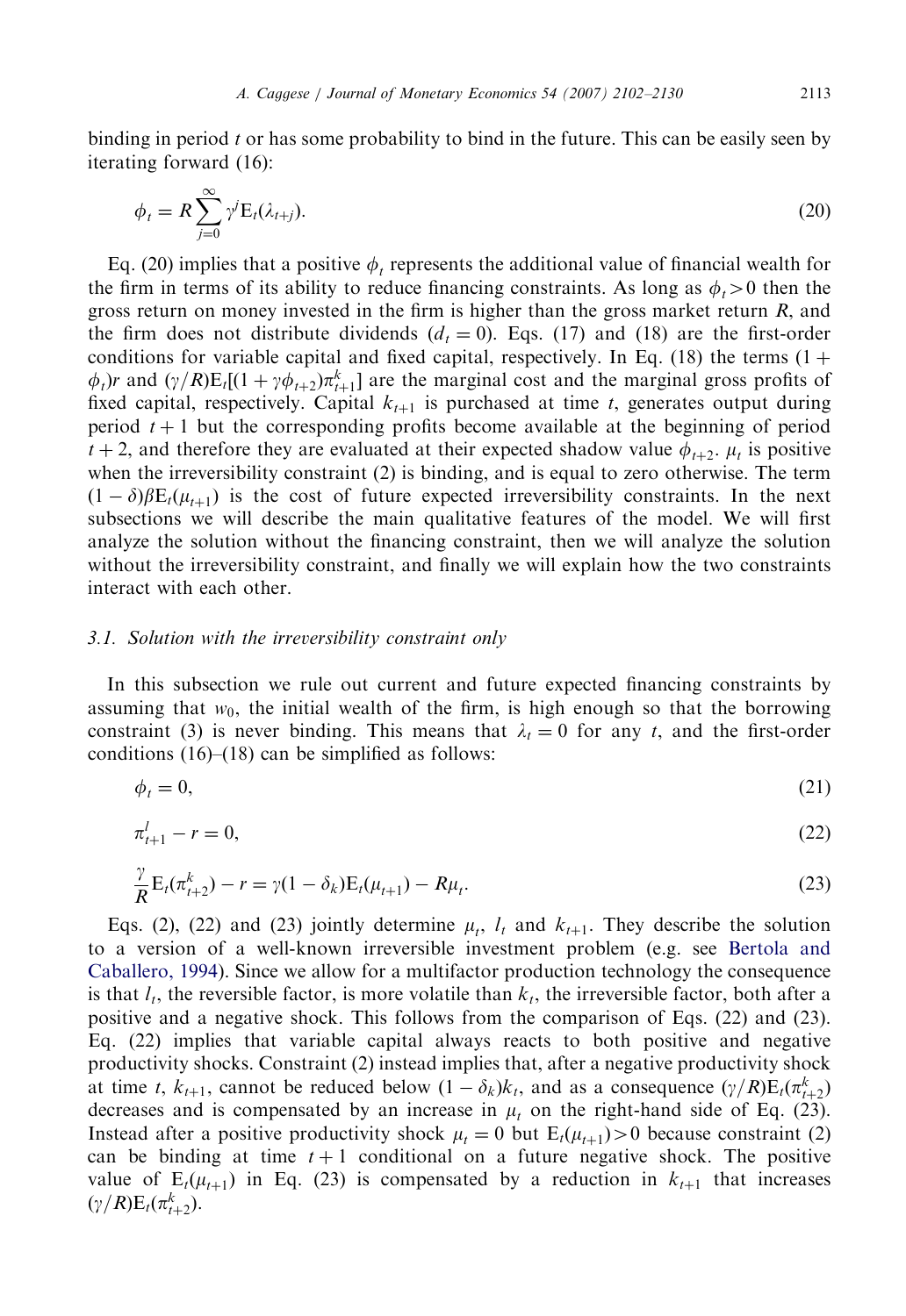binding in period $t$ or has some probability to bind in the future. This can be easily seen by iterating forward (16):

$$\phi_t = R\sum_{j=0}^{\infty}\gamma^j \mathrm{E}_t(\lambda_{t+j}). \tag{20}$$

Eq. (20) implies that a positive $\phi_t$ represents the additional value of financial wealth for the firm in terms of its ability to reduce financing constraints. As long as $\phi_t > 0$ then the gross return on money invested in the firm is higher than the gross market return $R$, and the firm does not distribute dividends ($d_t = 0$). Eqs. (17) and (18) are the first-order conditions for variable capital and fixed capital, respectively. In Eq. (18) the terms $(1+\phi_t)r$ and $(\gamma/R)\mathrm{E}_t[(1+\gamma\phi_{t+2})\pi^k_{t+1}]$ are the marginal cost and the marginal gross profits of fixed capital, respectively. Capital $k_{t+1}$ is purchased at time $t$, generates output during period $t+1$ but the corresponding profits become available at the beginning of period $t+2$, and therefore they are evaluated at their expected shadow value $\phi_{t+2}$. $\mu_t$ is positive when the irreversibility constraint (2) is binding, and is equal to zero otherwise. The term $(1-\delta)\beta\mathrm{E}_t(\mu_{t+1})$ is the cost of future expected irreversibility constraints. In the next subsections we will describe the main qualitative features of the model. We will first analyze the solution without the financing constraint, then we will analyze the solution without the irreversibility constraint, and finally we will explain how the two constraints interact with each other.

### *3.1. Solution with the irreversibility constraint only*

In this subsection we rule out current and future expected financing constraints by assuming that $w_0$, the initial wealth of the firm, is high enough so that the borrowing constraint (3) is never binding. This means that $\lambda_t = 0$ for any $t$, and the first-order conditions (16)–(18) can be simplified as follows:

$$\phi_t = 0, \tag{21}$$

$$\pi^l_{t+1} - r = 0, \tag{22}$$

$$\frac{\gamma}{R}\mathrm{E}_t(\pi^k_{t+2}) - r = \gamma(1-\delta_k)\mathrm{E}_t(\mu_{t+1}) - R\mu_t. \tag{23}$$

Eqs. (2), (22) and (23) jointly determine $\mu_t$, $l_t$ and $k_{t+1}$. They describe the solution to a version of a well-known irreversible investment problem (e.g. see Bertola and Caballero, 1994). Since we allow for a multifactor production technology the consequence is that $l_t$, the reversible factor, is more volatile than $k_t$, the irreversible factor, both after a positive and a negative shock. This follows from the comparison of Eqs. (22) and (23). Eq. (22) implies that variable capital always reacts to both positive and negative productivity shocks. Constraint (2) instead implies that, after a negative productivity shock at time $t$, $k_{t+1}$, cannot be reduced below $(1-\delta_k)k_t$, and as a consequence $(\gamma/R)\mathrm{E}_t(\pi^k_{t+2})$ decreases and is compensated by an increase in $\mu_t$ on the right-hand side of Eq. (23). Instead after a positive productivity shock $\mu_t = 0$ but $\mathrm{E}_t(\mu_{t+1}) > 0$ because constraint (2) can be binding at time $t+1$ conditional on a future negative shock. The positive value of $\mathrm{E}_t(\mu_{t+1})$ in Eq. (23) is compensated by a reduction in $k_{t+1}$ that increases $(\gamma/R)\mathrm{E}_t(\pi^k_{t+2})$.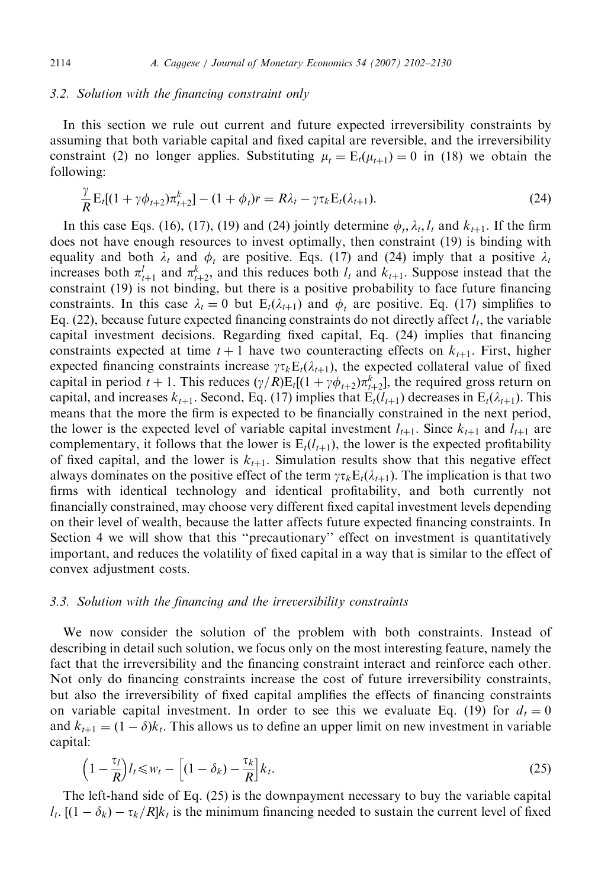### 3.2. Solution with the financing constraint only

In this section we rule out current and future expected irreversibility constraints by assuming that both variable capital and fixed capital are reversible, and the irreversibility constraint (2) no longer applies. Substituting $\mu_t = \mathrm{E}_t(\mu_{t+1}) = 0$ in (18) we obtain the following:

$$\frac{\gamma}{R}\mathrm{E}_t[(1+\gamma\phi_{t+2})\pi^k_{t+2}] - (1+\phi_t)r = R\lambda_t - \gamma\tau_k \mathrm{E}_t(\lambda_{t+1}). \tag{24}$$

In this case Eqs. (16), (17), (19) and (24) jointly determine $\phi_t, \lambda_t, l_t$ and $k_{t+1}$. If the firm does not have enough resources to invest optimally, then constraint (19) is binding with equality and both $\lambda_t$ and $\phi_t$ are positive. Eqs. (17) and (24) imply that a positive $\lambda_t$ increases both $\pi^l_{t+1}$ and $\pi^k_{t+2}$, and this reduces both $l_t$ and $k_{t+1}$. Suppose instead that the constraint (19) is not binding, but there is a positive probability to face future financing constraints. In this case $\lambda_t = 0$ but $\mathrm{E}_t(\lambda_{t+1})$ and $\phi_t$ are positive. Eq. (17) simplifies to Eq. (22), because future expected financing constraints do not directly affect $l_t$, the variable capital investment decisions. Regarding fixed capital, Eq. (24) implies that financing constraints expected at time $t+1$ have two counteracting effects on $k_{t+1}$. First, higher expected financing constraints increase $\gamma\tau_k \mathrm{E}_t(\lambda_{t+1})$, the expected collateral value of fixed capital in period $t+1$. This reduces $(\gamma/R)\mathrm{E}_t[(1+\gamma\phi_{t+2})\pi^k_{t+2}]$, the required gross return on capital, and increases $k_{t+1}$. Second, Eq. (17) implies that $\mathrm{E}_t(l_{t+1})$ decreases in $\mathrm{E}_t(\lambda_{t+1})$. This means that the more the firm is expected to be financially constrained in the next period, the lower is the expected level of variable capital investment $l_{t+1}$. Since $k_{t+1}$ and $l_{t+1}$ are complementary, it follows that the lower is $\mathrm{E}_t(l_{t+1})$, the lower is the expected profitability of fixed capital, and the lower is $k_{t+1}$. Simulation results show that this negative effect always dominates on the positive effect of the term $\gamma\tau_k \mathrm{E}_t(\lambda_{t+1})$. The implication is that two firms with identical technology and identical profitability, and both currently not financially constrained, may choose very different fixed capital investment levels depending on their level of wealth, because the latter affects future expected financing constraints. In Section 4 we will show that this "precautionary" effect on investment is quantitatively important, and reduces the volatility of fixed capital in a way that is similar to the effect of convex adjustment costs.

### 3.3. Solution with the financing and the irreversibility constraints

We now consider the solution of the problem with both constraints. Instead of describing in detail such solution, we focus only on the most interesting feature, namely the fact that the irreversibility and the financing constraint interact and reinforce each other. Not only do financing constraints increase the cost of future irreversibility constraints, but also the irreversibility of fixed capital amplifies the effects of financing constraints on variable capital investment. In order to see this we evaluate Eq. (19) for $d_t = 0$ and $k_{t+1} = (1-\delta)k_t$. This allows us to define an upper limit on new investment in variable capital:

$$\left(1 - \frac{\tau_l}{R}\right) l_t \leqslant w_t - \left[(1-\delta_k) - \frac{\tau_k}{R}\right] k_t. \tag{25}$$

The left-hand side of Eq. (25) is the downpayment necessary to buy the variable capital $l_t$. $[(1-\delta_k) - \tau_k/R]k_t$ is the minimum financing needed to sustain the current level of fixed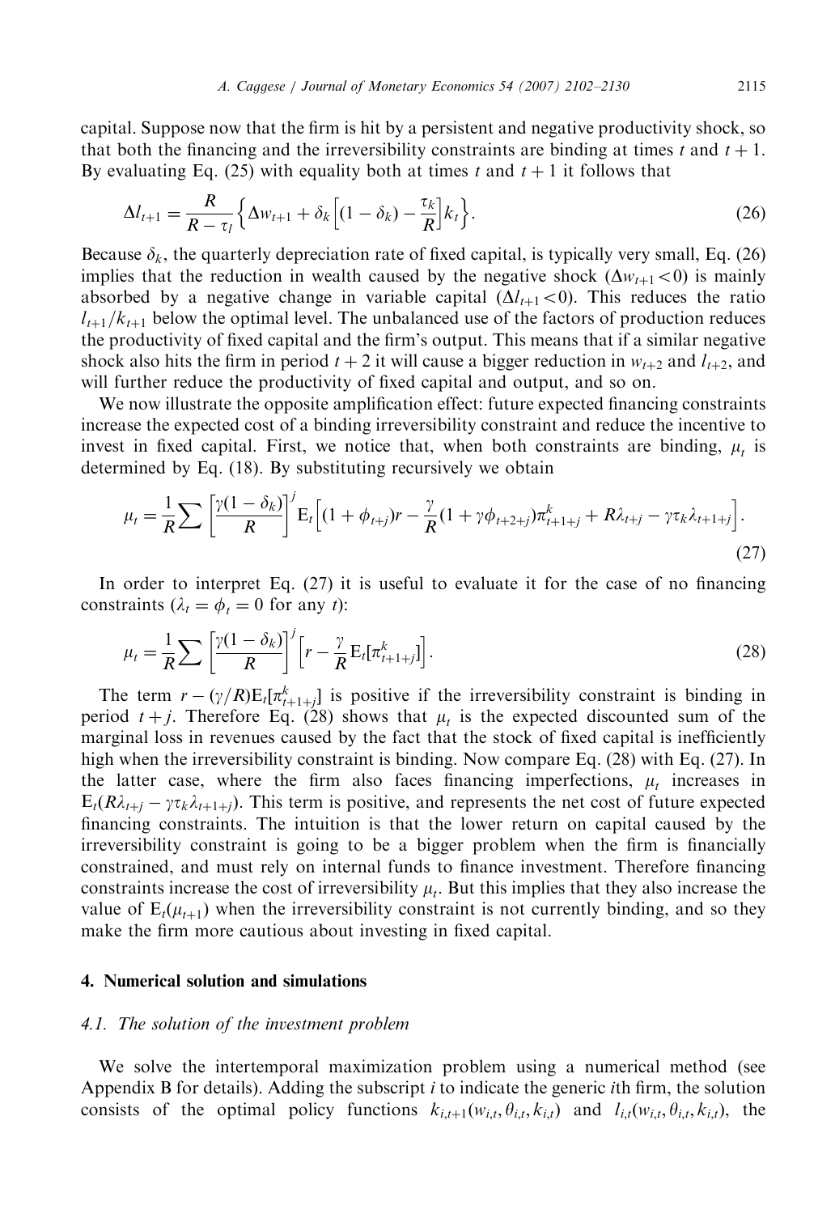capital. Suppose now that the firm is hit by a persistent and negative productivity shock, so that both the financing and the irreversibility constraints are binding at times $t$ and $t+1$. By evaluating Eq. (25) with equality both at times $t$ and $t+1$ it follows that

$$\Delta l_{t+1} = \frac{R}{R-\tau_l}\left\{\Delta w_{t+1} + \delta_k\left[(1-\delta_k) - \frac{\tau_k}{R}\right]k_t\right\}. \tag{26}$$

Because $\delta_k$, the quarterly depreciation rate of fixed capital, is typically very small, Eq. (26) implies that the reduction in wealth caused by the negative shock ($\Delta w_{t+1} < 0$) is mainly absorbed by a negative change in variable capital ($\Delta l_{t+1} < 0$). This reduces the ratio $l_{t+1}/k_{t+1}$ below the optimal level. The unbalanced use of the factors of production reduces the productivity of fixed capital and the firm's output. This means that if a similar negative shock also hits the firm in period $t+2$ it will cause a bigger reduction in $w_{t+2}$ and $l_{t+2}$, and will further reduce the productivity of fixed capital and output, and so on.

We now illustrate the opposite amplification effect: future expected financing constraints increase the expected cost of a binding irreversibility constraint and reduce the incentive to invest in fixed capital. First, we notice that, when both constraints are binding, $\mu_t$ is determined by Eq. (18). By substituting recursively we obtain

$$\mu_t = \frac{1}{R}\sum\left[\frac{\gamma(1-\delta_k)}{R}\right]^j \mathrm{E}_t\left[(1+\phi_{t+j})r - \frac{\gamma}{R}(1+\gamma\phi_{t+2+j})\pi^k_{t+1+j} + R\lambda_{t+j} - \gamma\tau_k\lambda_{t+1+j}\right]. \tag{27}$$

In order to interpret Eq. (27) it is useful to evaluate it for the case of no financing constraints ($\lambda_t = \phi_t = 0$ for any $t$):

$$\mu_t = \frac{1}{R}\sum\left[\frac{\gamma(1-\delta_k)}{R}\right]^j\left[r - \frac{\gamma}{R}\mathrm{E}_t[\pi^k_{t+1+j}]\right]. \tag{28}$$

The term $r - (\gamma/R)\mathrm{E}_t[\pi^k_{t+1+j}]$ is positive if the irreversibility constraint is binding in period $t+j$. Therefore Eq. (28) shows that $\mu_t$ is the expected discounted sum of the marginal loss in revenues caused by the fact that the stock of fixed capital is inefficiently high when the irreversibility constraint is binding. Now compare Eq. (28) with Eq. (27). In the latter case, where the firm also faces financing imperfections, $\mu_t$ increases in $\mathrm{E}_t(R\lambda_{t+j} - \gamma\tau_k\lambda_{t+1+j})$. This term is positive, and represents the net cost of future expected financing constraints. The intuition is that the lower return on capital caused by the irreversibility constraint is going to be a bigger problem when the firm is financially constrained, and must rely on internal funds to finance investment. Therefore financing constraints increase the cost of irreversibility $\mu_t$. But this implies that they also increase the value of $\mathrm{E}_t(\mu_{t+1})$ when the irreversibility constraint is not currently binding, and so they make the firm more cautious about investing in fixed capital.

## 4. Numerical solution and simulations

### 4.1. The solution of the investment problem

We solve the intertemporal maximization problem using a numerical method (see Appendix B for details). Adding the subscript $i$ to indicate the generic $i$th firm, the solution consists of the optimal policy functions $k_{i,t+1}(w_{i,t}, \theta_{i,t}, k_{i,t})$ and $l_{i,t}(w_{i,t}, \theta_{i,t}, k_{i,t})$, the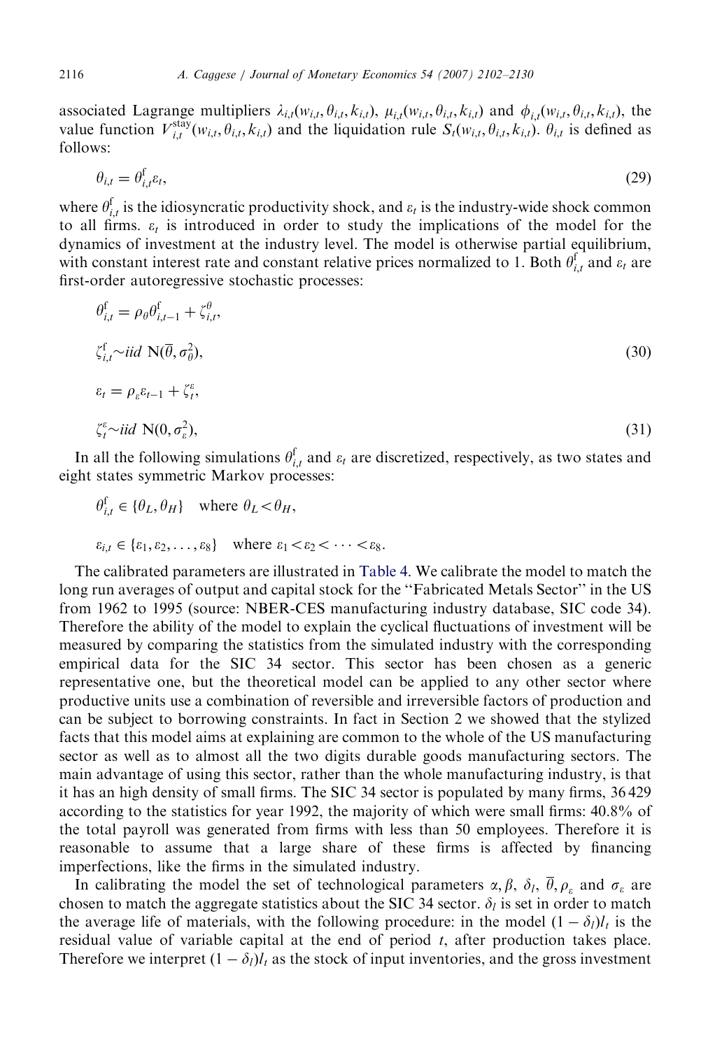associated Lagrange multipliers $\lambda_{i,t}(w_{i,t}, \theta_{i,t}, k_{i,t})$, $\mu_{i,t}(w_{i,t}, \theta_{i,t}, k_{i,t})$ and $\phi_{i,t}(w_{i,t}, \theta_{i,t}, k_{i,t})$, the value function $V_{i,t}^{\text{stay}}(w_{i,t}, \theta_{i,t}, k_{i,t})$ and the liquidation rule $S_t(w_{i,t}, \theta_{i,t}, k_{i,t})$. $\theta_{i,t}$ is defined as follows:

$$\theta_{i,t} = \theta_{i,t}^{\text{f}} \varepsilon_t, \tag{29}$$

where $\theta_{i,t}^{\text{f}}$ is the idiosyncratic productivity shock, and $\varepsilon_t$ is the industry-wide shock common to all firms. $\varepsilon_t$ is introduced in order to study the implications of the model for the dynamics of investment at the industry level. The model is otherwise partial equilibrium, with constant interest rate and constant relative prices normalized to 1. Both $\theta_{i,t}^{\text{f}}$ and $\varepsilon_t$ are first-order autoregressive stochastic processes:

$$\theta_{i,t}^{\text{f}} = \rho_\theta \theta_{i,t-1}^{\text{f}} + \zeta_{i,t}^{\theta},$$

$$\zeta_{i,t}^{\text{f}} \sim iid \ \text{N}(\overline{\theta}, \sigma_\theta^2), \tag{30}$$

$$\varepsilon_t = \rho_\varepsilon \varepsilon_{t-1} + \zeta_t^{\varepsilon},$$

$$\zeta_t^{\varepsilon} \sim iid \ \text{N}(0, \sigma_\varepsilon^2), \tag{31}$$

In all the following simulations $\theta_{i,t}^{\text{f}}$ and $\varepsilon_t$ are discretized, respectively, as two states and eight states symmetric Markov processes:

$$\theta_{i,t}^{\text{f}} \in \{\theta_L, \theta_H\} \quad \text{where } \theta_L < \theta_H,$$

$$\varepsilon_{i,t} \in \{\varepsilon_1, \varepsilon_2, \ldots, \varepsilon_8\} \quad \text{where } \varepsilon_1 < \varepsilon_2 < \cdots < \varepsilon_8.$$

The calibrated parameters are illustrated in Table 4. We calibrate the model to match the long run averages of output and capital stock for the "Fabricated Metals Sector" in the US from 1962 to 1995 (source: NBER-CES manufacturing industry database, SIC code 34). Therefore the ability of the model to explain the cyclical fluctuations of investment will be measured by comparing the statistics from the simulated industry with the corresponding empirical data for the SIC 34 sector. This sector has been chosen as a generic representative one, but the theoretical model can be applied to any other sector where productive units use a combination of reversible and irreversible factors of production and can be subject to borrowing constraints. In fact in Section 2 we showed that the stylized facts that this model aims at explaining are common to the whole of the US manufacturing sector as well as to almost all the two digits durable goods manufacturing sectors. The main advantage of using this sector, rather than the whole manufacturing industry, is that it has an high density of small firms. The SIC 34 sector is populated by many firms, 36 429 according to the statistics for year 1992, the majority of which were small firms: 40.8% of the total payroll was generated from firms with less than 50 employees. Therefore it is reasonable to assume that a large share of these firms is affected by financing imperfections, like the firms in the simulated industry.

In calibrating the model the set of technological parameters $\alpha, \beta, \delta_l, \overline{\theta}, \rho_\varepsilon$ and $\sigma_\varepsilon$ are chosen to match the aggregate statistics about the SIC 34 sector. $\delta_l$ is set in order to match the average life of materials, with the following procedure: in the model $(1-\delta_l)l_t$ is the residual value of variable capital at the end of period $t$, after production takes place. Therefore we interpret $(1-\delta_l)l_t$ as the stock of input inventories, and the gross investment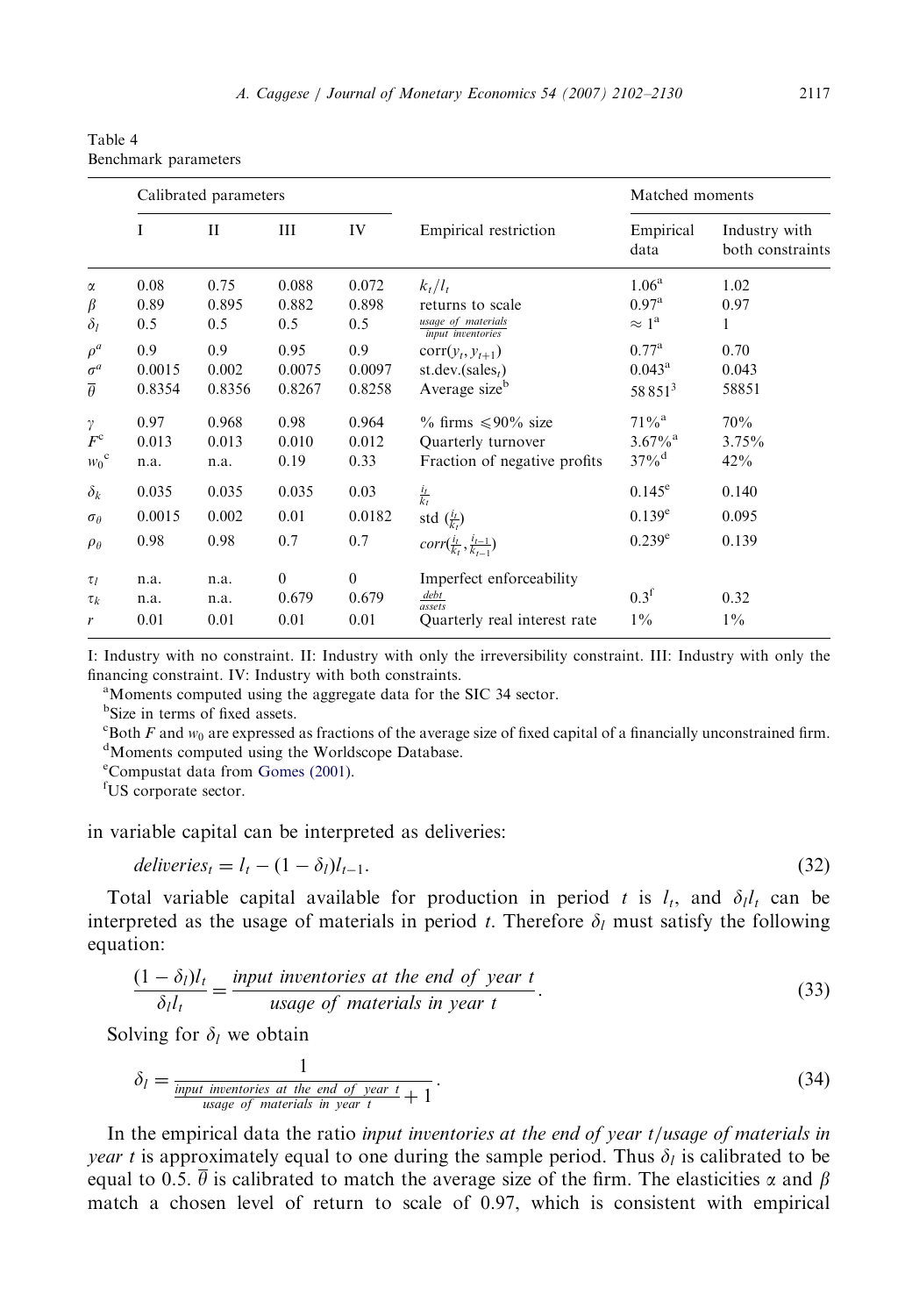Table 4
Benchmark parameters

| | Calibrated parameters | | | | Empirical restriction | Matched moments | |
|---|---|---|---|---|---|---|---|
| | I | II | III | IV | | Empirical data | Industry with both constraints |
| $\alpha$ | 0.08 | 0.75 | 0.088 | 0.072 | $k_t/l_t$ | 1.06[a] | 1.02 |
| $\beta$ | 0.89 | 0.895 | 0.882 | 0.898 | returns to scale | 0.97[a] | 0.97 |
| $\delta_l$ | 0.5 | 0.5 | 0.5 | 0.5 | $\frac{usage\ of\ materials}{input\ inventories}$ | $\approx 1$[a] | 1 |
| $\rho^a$ | 0.9 | 0.9 | 0.95 | 0.9 | $\mathrm{corr}(y_t, y_{t+1})$ | 0.77[a] | 0.70 |
| $\sigma^a$ | 0.0015 | 0.002 | 0.0075 | 0.0097 | st.dev.(sales$_t$) | 0.043[a] | 0.043 |
| $\overline{\theta}$ | 0.8354 | 0.8356 | 0.8267 | 0.8258 | Average size[b] | 58 851[3] | 58851 |
| $\gamma$ | 0.97 | 0.968 | 0.98 | 0.964 | % firms $\leqslant$90% size | 71%[a] | 70% |
| $F^{c}$ | 0.013 | 0.013 | 0.010 | 0.012 | Quarterly turnover | 3.67%[a] | 3.75% |
| $w_0$[c] | n.a. | n.a. | 0.19 | 0.33 | Fraction of negative profits | 37%[d] | 42% |
| $\delta_k$ | 0.035 | 0.035 | 0.035 | 0.03 | $\frac{i_t}{k_t}$ | 0.145[e] | 0.140 |
| $\sigma_\theta$ | 0.0015 | 0.002 | 0.01 | 0.0182 | std $(\frac{i_t}{k_t})$ | 0.139[e] | 0.095 |
| $\rho_\theta$ | 0.98 | 0.98 | 0.7 | 0.7 | $corr(\frac{i_t}{k_t}, \frac{i_{t-1}}{k_{t-1}})$ | 0.239[e] | 0.139 |
| $\tau_l$ | n.a. | n.a. | 0 | 0 | Imperfect enforceability | | |
| $\tau_k$ | n.a. | n.a. | 0.679 | 0.679 | $\frac{debt}{assets}$ | 0.3[f] | 0.32 |
| $r$ | 0.01 | 0.01 | 0.01 | 0.01 | Quarterly real interest rate | 1% | 1% |

I: Industry with no constraint. II: Industry with only the irreversibility constraint. III: Industry with only the financing constraint. IV: Industry with both constraints.

[a]Moments computed using the aggregate data for the SIC 34 sector.

[b]Size in terms of fixed assets.

[c]Both $F$ and $w_0$ are expressed as fractions of the average size of fixed capital of a financially unconstrained firm.

[d]Moments computed using the Worldscope Database.

[e]Compustat data from Gomes (2001).

[f]US corporate sector.

in variable capital can be interpreted as deliveries:

$$deliveries_t = l_t - (1 - \delta_l)l_{t-1}. \tag{32}$$

Total variable capital available for production in period $t$ is $l_t$, and $\delta_l l_t$ can be interpreted as the usage of materials in period $t$. Therefore $\delta_l$ must satisfy the following equation:

$$\frac{(1 - \delta_l)l_t}{\delta_l l_t} = \frac{input\ inventories\ at\ the\ end\ of\ year\ t}{usage\ of\ materials\ in\ year\ t}. \tag{33}$$

Solving for $\delta_l$ we obtain

$$\delta_l = \frac{1}{\frac{input\ inventories\ at\ the\ end\ of\ year\ t}{usage\ of\ materials\ in\ year\ t} + 1}. \tag{34}$$

In the empirical data the ratio *input inventories at the end of year t/usage of materials in year t* is approximately equal to one during the sample period. Thus $\delta_l$ is calibrated to be equal to 0.5. $\overline{\theta}$ is calibrated to match the average size of the firm. The elasticities $\alpha$ and $\beta$ match a chosen level of return to scale of 0.97, which is consistent with empirical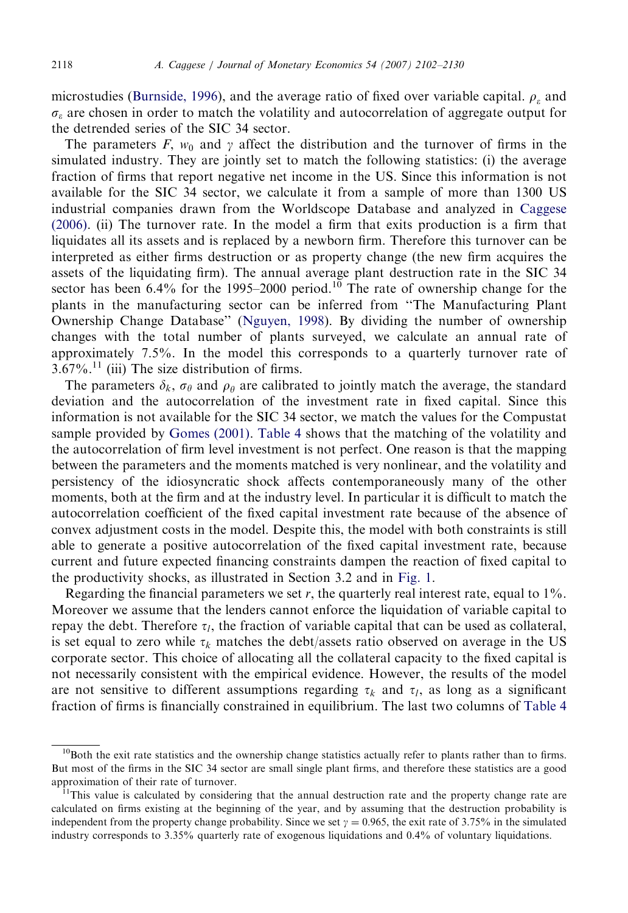microstudies (Burnside, 1996), and the average ratio of fixed over variable capital. $\rho_\varepsilon$ and $\sigma_\varepsilon$ are chosen in order to match the volatility and autocorrelation of aggregate output for the detrended series of the SIC 34 sector.

The parameters $F$, $w_0$ and $\gamma$ affect the distribution and the turnover of firms in the simulated industry. They are jointly set to match the following statistics: (i) the average fraction of firms that report negative net income in the US. Since this information is not available for the SIC 34 sector, we calculate it from a sample of more than 1300 US industrial companies drawn from the Worldscope Database and analyzed in Caggese (2006). (ii) The turnover rate. In the model a firm that exits production is a firm that liquidates all its assets and is replaced by a newborn firm. Therefore this turnover can be interpreted as either firms destruction or as property change (the new firm acquires the assets of the liquidating firm). The annual average plant destruction rate in the SIC 34 sector has been 6.4% for the 1995–2000 period.[10] The rate of ownership change for the plants in the manufacturing sector can be inferred from "The Manufacturing Plant Ownership Change Database" (Nguyen, 1998). By dividing the number of ownership changes with the total number of plants surveyed, we calculate an annual rate of approximately 7.5%. In the model this corresponds to a quarterly turnover rate of 3.67%.[11] (iii) The size distribution of firms.

The parameters $\delta_k$, $\sigma_\theta$ and $\rho_\theta$ are calibrated to jointly match the average, the standard deviation and the autocorrelation of the investment rate in fixed capital. Since this information is not available for the SIC 34 sector, we match the values for the Compustat sample provided by Gomes (2001). Table 4 shows that the matching of the volatility and the autocorrelation of firm level investment is not perfect. One reason is that the mapping between the parameters and the moments matched is very nonlinear, and the volatility and persistency of the idiosyncratic shock affects contemporaneously many of the other moments, both at the firm and at the industry level. In particular it is difficult to match the autocorrelation coefficient of the fixed capital investment rate because of the absence of convex adjustment costs in the model. Despite this, the model with both constraints is still able to generate a positive autocorrelation of the fixed capital investment rate, because current and future expected financing constraints dampen the reaction of fixed capital to the productivity shocks, as illustrated in Section 3.2 and in Fig. 1.

Regarding the financial parameters we set $r$, the quarterly real interest rate, equal to 1%. Moreover we assume that the lenders cannot enforce the liquidation of variable capital to repay the debt. Therefore $\tau_l$, the fraction of variable capital that can be used as collateral, is set equal to zero while $\tau_k$ matches the debt/assets ratio observed on average in the US corporate sector. This choice of allocating all the collateral capacity to the fixed capital is not necessarily consistent with the empirical evidence. However, the results of the model are not sensitive to different assumptions regarding $\tau_k$ and $\tau_l$, as long as a significant fraction of firms is financially constrained in equilibrium. The last two columns of Table 4

---

[10] Both the exit rate statistics and the ownership change statistics actually refer to plants rather than to firms. But most of the firms in the SIC 34 sector are small single plant firms, and therefore these statistics are a good approximation of their rate of turnover.

[11] This value is calculated by considering that the annual destruction rate and the property change rate are calculated on firms existing at the beginning of the year, and by assuming that the destruction probability is independent from the property change probability. Since we set $\gamma = 0.965$, the exit rate of 3.75% in the simulated industry corresponds to 3.35% quarterly rate of exogenous liquidations and 0.4% of voluntary liquidations.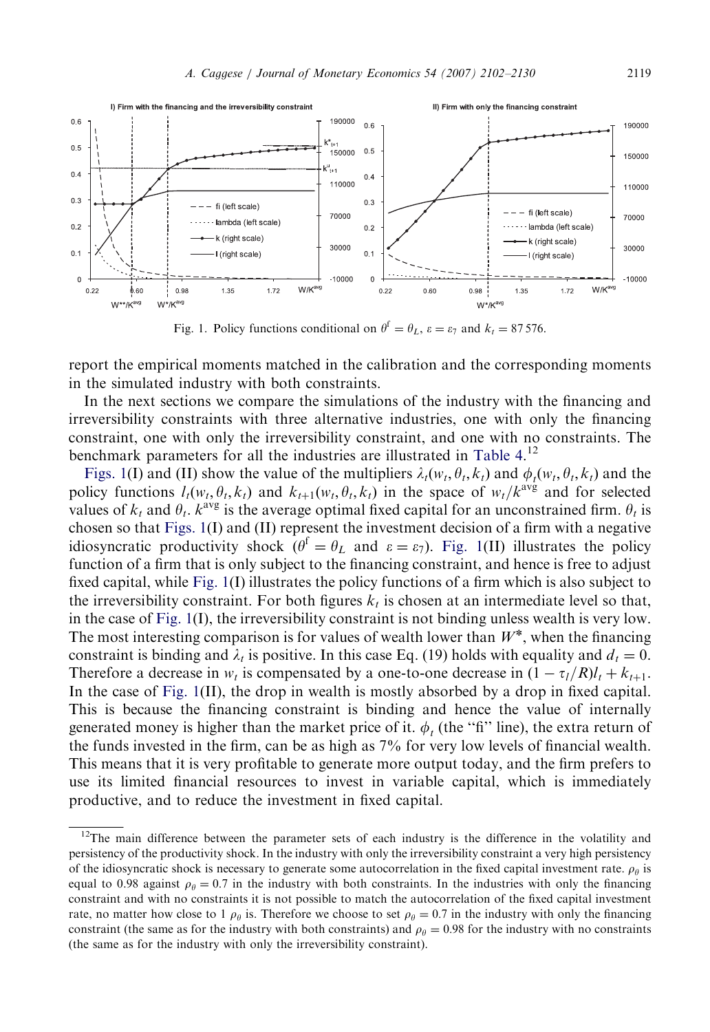Fig. 1. Policy functions conditional on $\theta^f = \theta_L$, $\varepsilon = \varepsilon_7$ and $k_t = 87\,576$.

report the empirical moments matched in the calibration and the corresponding moments in the simulated industry with both constraints.

In the next sections we compare the simulations of the industry with the financing and irreversibility constraints with three alternative industries, one with only the financing constraint, one with only the irreversibility constraint, and one with no constraints. The benchmark parameters for all the industries are illustrated in Table 4.[12]

Figs. 1(I) and (II) show the value of the multipliers $\lambda_t(w_t, \theta_t, k_t)$ and $\phi_t(w_t, \theta_t, k_t)$ and the policy functions $l_t(w_t, \theta_t, k_t)$ and $k_{t+1}(w_t, \theta_t, k_t)$ in the space of $w_t/k^{\text{avg}}$ and for selected values of $k_t$ and $\theta_t$. $k^{\text{avg}}$ is the average optimal fixed capital for an unconstrained firm. $\theta_t$ is chosen so that Figs. 1(I) and (II) represent the investment decision of a firm with a negative idiosyncratic productivity shock ($\theta^f = \theta_L$ and $\varepsilon = \varepsilon_7$). Fig. 1(II) illustrates the policy function of a firm that is only subject to the financing constraint, and hence is free to adjust fixed capital, while Fig. 1(I) illustrates the policy functions of a firm which is also subject to the irreversibility constraint. For both figures $k_t$ is chosen at an intermediate level so that, in the case of Fig. 1(I), the irreversibility constraint is not binding unless wealth is very low. The most interesting comparison is for values of wealth lower than $W^*$, when the financing constraint is binding and $\lambda_t$ is positive. In this case Eq. (19) holds with equality and $d_t = 0$. Therefore a decrease in $w_t$ is compensated by a one-to-one decrease in $(1 - \tau_l/R)l_t + k_{t+1}$. In the case of Fig. 1(II), the drop in wealth is mostly absorbed by a drop in fixed capital. This is because the financing constraint is binding and hence the value of internally generated money is higher than the market price of it. $\phi_t$ (the "fi" line), the extra return of the funds invested in the firm, can be as high as 7% for very low levels of financial wealth. This means that it is very profitable to generate more output today, and the firm prefers to use its limited financial resources to invest in variable capital, which is immediately productive, and to reduce the investment in fixed capital.

[12]The main difference between the parameter sets of each industry is the difference in the volatility and persistency of the productivity shock. In the industry with only the irreversibility constraint a very high persistency of the idiosyncratic shock is necessary to generate some autocorrelation in the fixed capital investment rate. $\rho_\theta$ is equal to 0.98 against $\rho_\theta = 0.7$ in the industry with both constraints. In the industries with only the financing constraint and with no constraints it is not possible to match the autocorrelation of the fixed capital investment rate, no matter how close to 1 $\rho_\theta$ is. Therefore we choose to set $\rho_\theta = 0.7$ in the industry with only the financing constraint (the same as for the industry with both constraints) and $\rho_\theta = 0.98$ for the industry with no constraints (the same as for the industry with only the irreversibility constraint).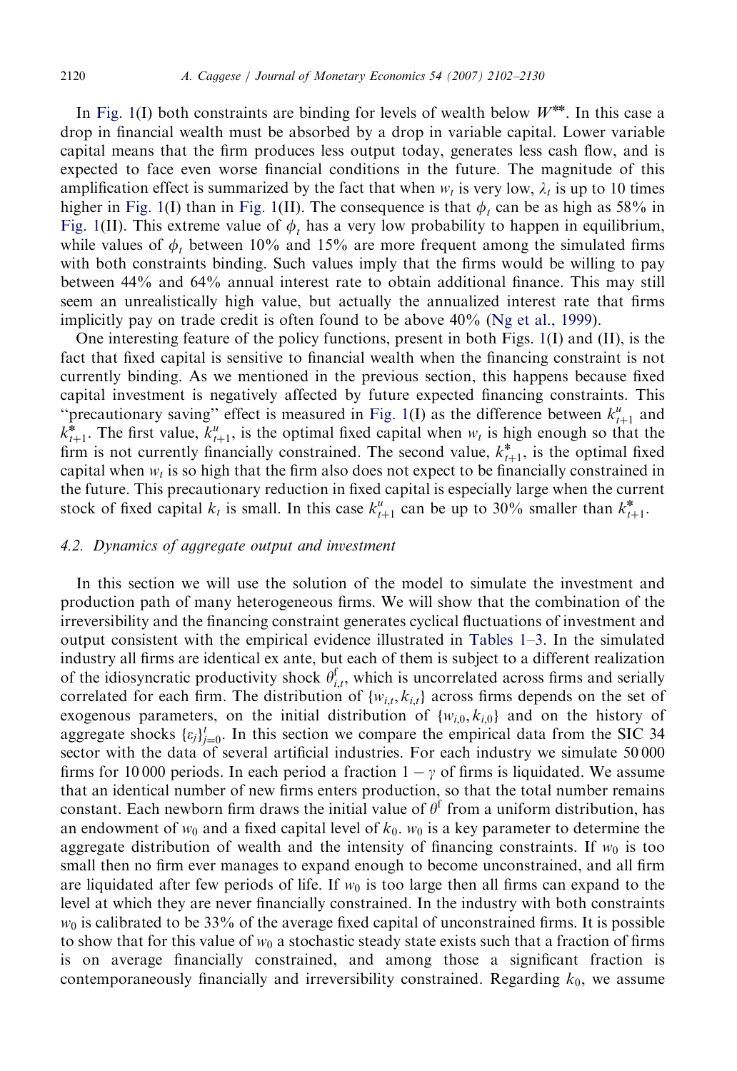In Fig. 1(I) both constraints are binding for levels of wealth below $W^{**}$. In this case a drop in financial wealth must be absorbed by a drop in variable capital. Lower variable capital means that the firm produces less output today, generates less cash flow, and is expected to face even worse financial conditions in the future. The magnitude of this amplification effect is summarized by the fact that when $w_t$ is very low, $\lambda_t$ is up to 10 times higher in Fig. 1(I) than in Fig. 1(II). The consequence is that $\phi_t$ can be as high as 58% in Fig. 1(II). This extreme value of $\phi_t$ has a very low probability to happen in equilibrium, while values of $\phi_t$ between 10% and 15% are more frequent among the simulated firms with both constraints binding. Such values imply that the firms would be willing to pay between 44% and 64% annual interest rate to obtain additional finance. This may still seem an unrealistically high value, but actually the annualized interest rate that firms implicitly pay on trade credit is often found to be above 40% (Ng et al., 1999).

One interesting feature of the policy functions, present in both Figs. 1(I) and (II), is the fact that fixed capital is sensitive to financial wealth when the financing constraint is not currently binding. As we mentioned in the previous section, this happens because fixed capital investment is negatively affected by future expected financing constraints. This "precautionary saving" effect is measured in Fig. 1(I) as the difference between $k^u_{t+1}$ and $k^*_{t+1}$. The first value, $k^u_{t+1}$, is the optimal fixed capital when $w_t$ is high enough so that the firm is not currently financially constrained. The second value, $k^*_{t+1}$, is the optimal fixed capital when $w_t$ is so high that the firm also does not expect to be financially constrained in the future. This precautionary reduction in fixed capital is especially large when the current stock of fixed capital $k_t$ is small. In this case $k^u_{t+1}$ can be up to 30% smaller than $k^*_{t+1}$.

## 4.2. Dynamics of aggregate output and investment

In this section we will use the solution of the model to simulate the investment and production path of many heterogeneous firms. We will show that the combination of the irreversibility and the financing constraint generates cyclical fluctuations of investment and output consistent with the empirical evidence illustrated in Tables 1–3. In the simulated industry all firms are identical ex ante, but each of them is subject to a different realization of the idiosyncratic productivity shock $\theta^f_{i,t}$, which is uncorrelated across firms and serially correlated for each firm. The distribution of $\{w_{i,t}, k_{i,t}\}$ across firms depends on the set of exogenous parameters, on the initial distribution of $\{w_{i,0}, k_{i,0}\}$ and on the history of aggregate shocks $\{\varepsilon_j\}^t_{j=0}$. In this section we compare the empirical data from the SIC 34 sector with the data of several artificial industries. For each industry we simulate 50 000 firms for 10 000 periods. In each period a fraction $1-\gamma$ of firms is liquidated. We assume that an identical number of new firms enters production, so that the total number remains constant. Each newborn firm draws the initial value of $\theta^f$ from a uniform distribution, has an endowment of $w_0$ and a fixed capital level of $k_0$. $w_0$ is a key parameter to determine the aggregate distribution of wealth and the intensity of financing constraints. If $w_0$ is too small then no firm ever manages to expand enough to become unconstrained, and all firm are liquidated after few periods of life. If $w_0$ is too large then all firms can expand to the level at which they are never financially constrained. In the industry with both constraints $w_0$ is calibrated to be 33% of the average fixed capital of unconstrained firms. It is possible to show that for this value of $w_0$ a stochastic steady state exists such that a fraction of firms is on average financially constrained, and among those a significant fraction is contemporaneously financially and irreversibility constrained. Regarding $k_0$, we assume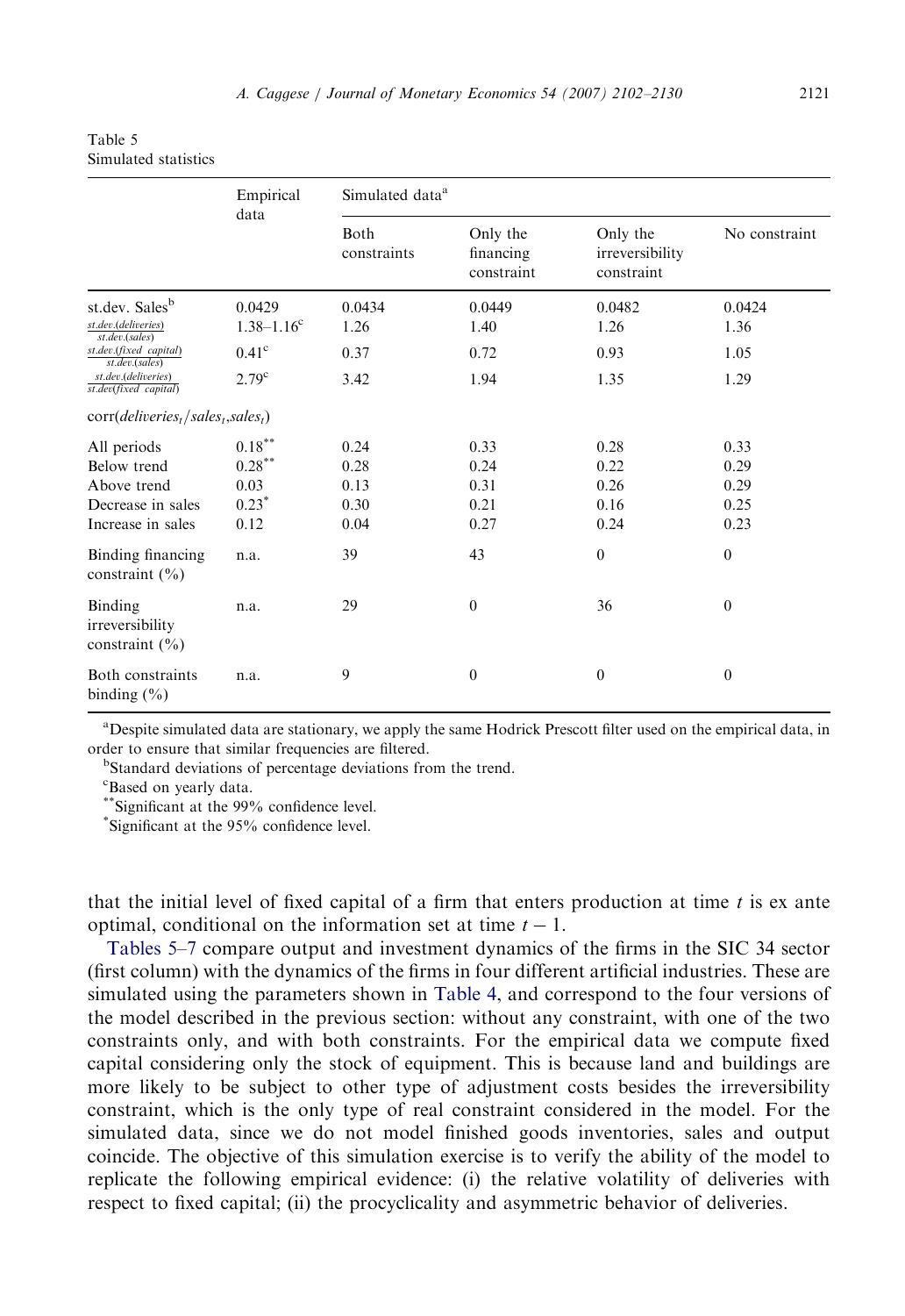Table 5
Simulated statistics

| | Empirical data | Simulated data[a] | | | |
|---|---|---|---|---|---|
| | | Both constraints | Only the financing constraint | Only the irreversibility constraint | No constraint |
| st.dev. Sales[b] | 0.0429 | 0.0434 | 0.0449 | 0.0482 | 0.0424 |
| $\frac{st.dev.(deliveries)}{st.dev.(sales)}$ | 1.38–1.16[c] | 1.26 | 1.40 | 1.26 | 1.36 |
| $\frac{st.dev.(fixed\ capital)}{st.dev.(sales)}$ | 0.41[c] | 0.37 | 0.72 | 0.93 | 1.05 |
| $\frac{st.dev.(deliveries)}{st.dev(fixed\ capital)}$ | 2.79[c] | 3.42 | 1.94 | 1.35 | 1.29 |
| $\text{corr}(deliveries_t/sales_t, sales_t)$ | | | | | |
| All periods | 0.18** | 0.24 | 0.33 | 0.28 | 0.33 |
| Below trend | 0.28** | 0.28 | 0.24 | 0.22 | 0.29 |
| Above trend | 0.03 | 0.13 | 0.31 | 0.26 | 0.29 |
| Decrease in sales | 0.23* | 0.30 | 0.21 | 0.16 | 0.25 |
| Increase in sales | 0.12 | 0.04 | 0.27 | 0.24 | 0.23 |
| Binding financing constraint (%) | n.a. | 39 | 43 | 0 | 0 |
| Binding irreversibility constraint (%) | n.a. | 29 | 0 | 36 | 0 |
| Both constraints binding (%) | n.a. | 9 | 0 | 0 | 0 |

[a]Despite simulated data are stationary, we apply the same Hodrick Prescott filter used on the empirical data, in order to ensure that similar frequencies are filtered.

[b]Standard deviations of percentage deviations from the trend.

[c]Based on yearly data.

**Significant at the 99% confidence level.

*Significant at the 95% confidence level.

that the initial level of fixed capital of a firm that enters production at time $t$ is ex ante optimal, conditional on the information set at time $t-1$.

Tables 5–7 compare output and investment dynamics of the firms in the SIC 34 sector (first column) with the dynamics of the firms in four different artificial industries. These are simulated using the parameters shown in Table 4, and correspond to the four versions of the model described in the previous section: without any constraint, with one of the two constraints only, and with both constraints. For the empirical data we compute fixed capital considering only the stock of equipment. This is because land and buildings are more likely to be subject to other type of adjustment costs besides the irreversibility constraint, which is the only type of real constraint considered in the model. For the simulated data, since we do not model finished goods inventories, sales and output coincide. The objective of this simulation exercise is to verify the ability of the model to replicate the following empirical evidence: (i) the relative volatility of deliveries with respect to fixed capital; (ii) the procyclicality and asymmetric behavior of deliveries.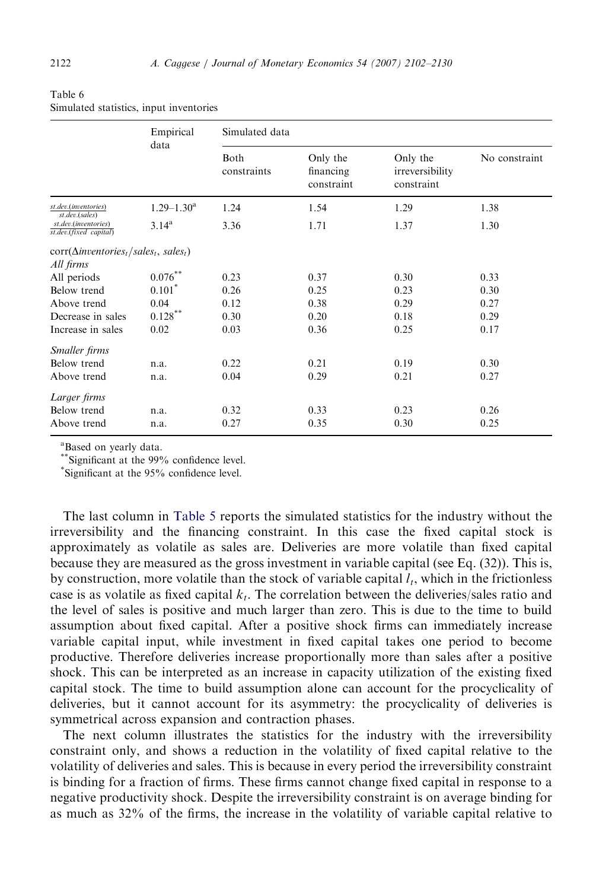Table 6
Simulated statistics, input inventories

| | Empirical data | Simulated data | | | |
|---|---|---|---|---|---|
| | | Both constraints | Only the financing constraint | Only the irreversibility constraint | No constraint |
| $\frac{st.dev.(inventories)}{st.dev.(sales)}$ | 1.29–1.30[a] | 1.24 | 1.54 | 1.29 | 1.38 |
| $\frac{st.dev.(inventories)}{st.dev.(fixed\ capital)}$ | 3.14[a] | 3.36 | 1.71 | 1.37 | 1.30 |
| $\text{corr}(\Delta inventories_t/sales_t,\ sales_t)$ | | | | | |
| *All firms* | | | | | |
| All periods | 0.076** | 0.23 | 0.37 | 0.30 | 0.33 |
| Below trend | 0.101* | 0.26 | 0.25 | 0.23 | 0.30 |
| Above trend | 0.04 | 0.12 | 0.38 | 0.29 | 0.27 |
| Decrease in sales | 0.128** | 0.30 | 0.20 | 0.18 | 0.29 |
| Increase in sales | 0.02 | 0.03 | 0.36 | 0.25 | 0.17 |
| *Smaller firms* | | | | | |
| Below trend | n.a. | 0.22 | 0.21 | 0.19 | 0.30 |
| Above trend | n.a. | 0.04 | 0.29 | 0.21 | 0.27 |
| *Larger firms* | | | | | |
| Below trend | n.a. | 0.32 | 0.33 | 0.23 | 0.26 |
| Above trend | n.a. | 0.27 | 0.35 | 0.30 | 0.25 |

[a]Based on yearly data.
**Significant at the 99% confidence level.
*Significant at the 95% confidence level.

The last column in Table 5 reports the simulated statistics for the industry without the irreversibility and the financing constraint. In this case the fixed capital stock is approximately as volatile as sales are. Deliveries are more volatile than fixed capital because they are measured as the gross investment in variable capital (see Eq. (32)). This is, by construction, more volatile than the stock of variable capital $l_t$, which in the frictionless case is as volatile as fixed capital $k_t$. The correlation between the deliveries/sales ratio and the level of sales is positive and much larger than zero. This is due to the time to build assumption about fixed capital. After a positive shock firms can immediately increase variable capital input, while investment in fixed capital takes one period to become productive. Therefore deliveries increase proportionally more than sales after a positive shock. This can be interpreted as an increase in capacity utilization of the existing fixed capital stock. The time to build assumption alone can account for the procyclicality of deliveries, but it cannot account for its asymmetry: the procyclicality of deliveries is symmetrical across expansion and contraction phases.

The next column illustrates the statistics for the industry with the irreversibility constraint only, and shows a reduction in the volatility of fixed capital relative to the volatility of deliveries and sales. This is because in every period the irreversibility constraint is binding for a fraction of firms. These firms cannot change fixed capital in response to a negative productivity shock. Despite the irreversibility constraint is on average binding for as much as 32% of the firms, the increase in the volatility of variable capital relative to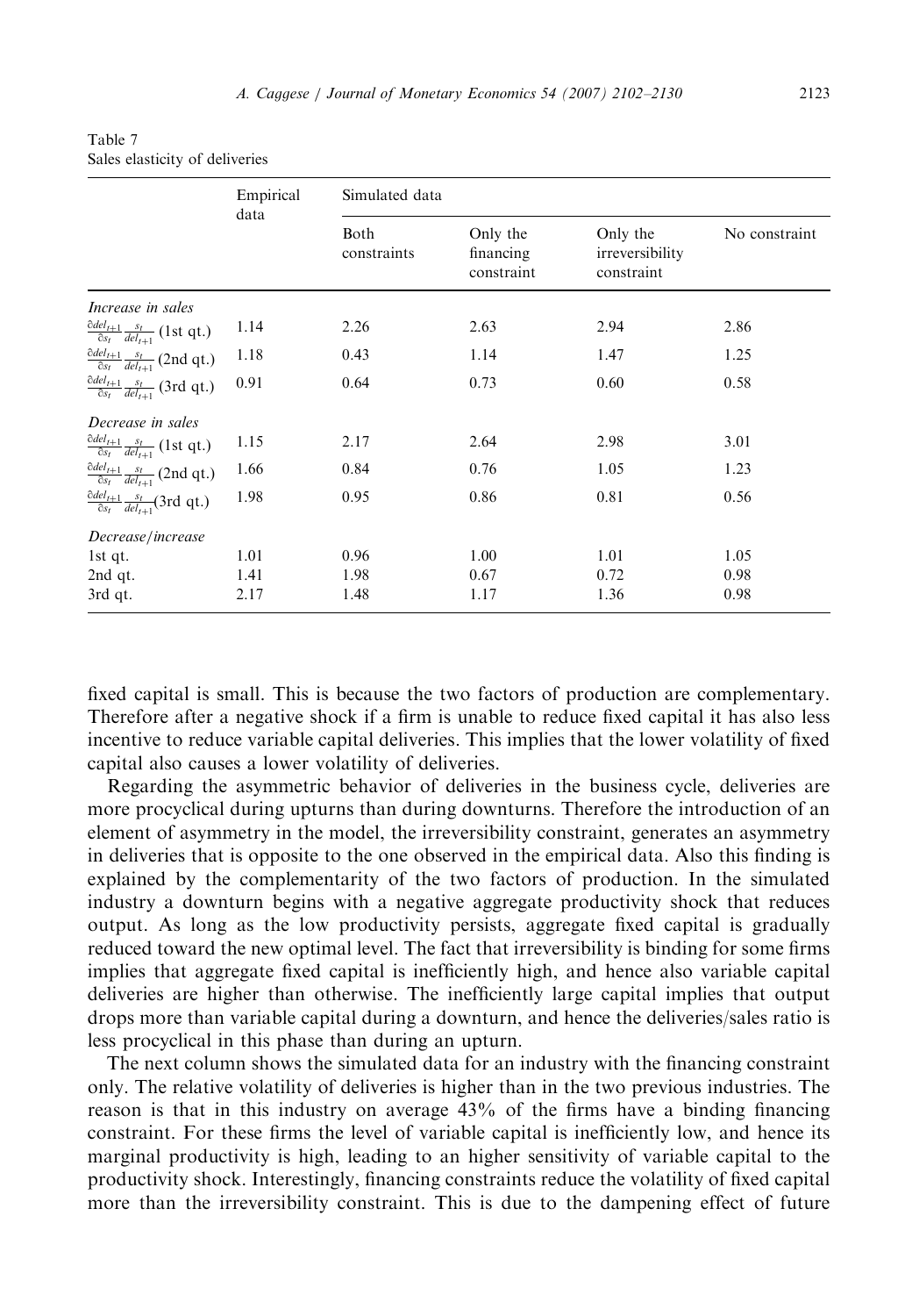Table 7
Sales elasticity of deliveries

| | Empirical data | Simulated data | | | |
|---|---|---|---|---|---|
| | | Both constraints | Only the financing constraint | Only the irreversibility constraint | No constraint |
| *Increase in sales* | | | | | |
| $\frac{\partial del_{t+1}}{\partial s_t}\frac{s_t}{del_{t+1}}$ (1st qt.) | 1.14 | 2.26 | 2.63 | 2.94 | 2.86 |
| $\frac{\partial del_{t+1}}{\partial s_t}\frac{s_t}{del_{t+1}}$ (2nd qt.) | 1.18 | 0.43 | 1.14 | 1.47 | 1.25 |
| $\frac{\partial del_{t+1}}{\partial s_t}\frac{s_t}{del_{t+1}}$ (3rd qt.) | 0.91 | 0.64 | 0.73 | 0.60 | 0.58 |
| *Decrease in sales* | | | | | |
| $\frac{\partial del_{t+1}}{\partial s_t}\frac{s_t}{del_{t+1}}$ (1st qt.) | 1.15 | 2.17 | 2.64 | 2.98 | 3.01 |
| $\frac{\partial del_{t+1}}{\partial s_t}\frac{s_t}{del_{t+1}}$ (2nd qt.) | 1.66 | 0.84 | 0.76 | 1.05 | 1.23 |
| $\frac{\partial del_{t+1}}{\partial s_t}\frac{s_t}{del_{t+1}}$ (3rd qt.) | 1.98 | 0.95 | 0.86 | 0.81 | 0.56 |
| *Decrease/increase* | | | | | |
| 1st qt. | 1.01 | 0.96 | 1.00 | 1.01 | 1.05 |
| 2nd qt. | 1.41 | 1.98 | 0.67 | 0.72 | 0.98 |
| 3rd qt. | 2.17 | 1.48 | 1.17 | 1.36 | 0.98 |

fixed capital is small. This is because the two factors of production are complementary. Therefore after a negative shock if a firm is unable to reduce fixed capital it has also less incentive to reduce variable capital deliveries. This implies that the lower volatility of fixed capital also causes a lower volatility of deliveries.

Regarding the asymmetric behavior of deliveries in the business cycle, deliveries are more procyclical during upturns than during downturns. Therefore the introduction of an element of asymmetry in the model, the irreversibility constraint, generates an asymmetry in deliveries that is opposite to the one observed in the empirical data. Also this finding is explained by the complementarity of the two factors of production. In the simulated industry a downturn begins with a negative aggregate productivity shock that reduces output. As long as the low productivity persists, aggregate fixed capital is gradually reduced toward the new optimal level. The fact that irreversibility is binding for some firms implies that aggregate fixed capital is inefficiently high, and hence also variable capital deliveries are higher than otherwise. The inefficiently large capital implies that output drops more than variable capital during a downturn, and hence the deliveries/sales ratio is less procyclical in this phase than during an upturn.

The next column shows the simulated data for an industry with the financing constraint only. The relative volatility of deliveries is higher than in the two previous industries. The reason is that in this industry on average 43% of the firms have a binding financing constraint. For these firms the level of variable capital is inefficiently low, and hence its marginal productivity is high, leading to an higher sensitivity of variable capital to the productivity shock. Interestingly, financing constraints reduce the volatility of fixed capital more than the irreversibility constraint. This is due to the dampening effect of future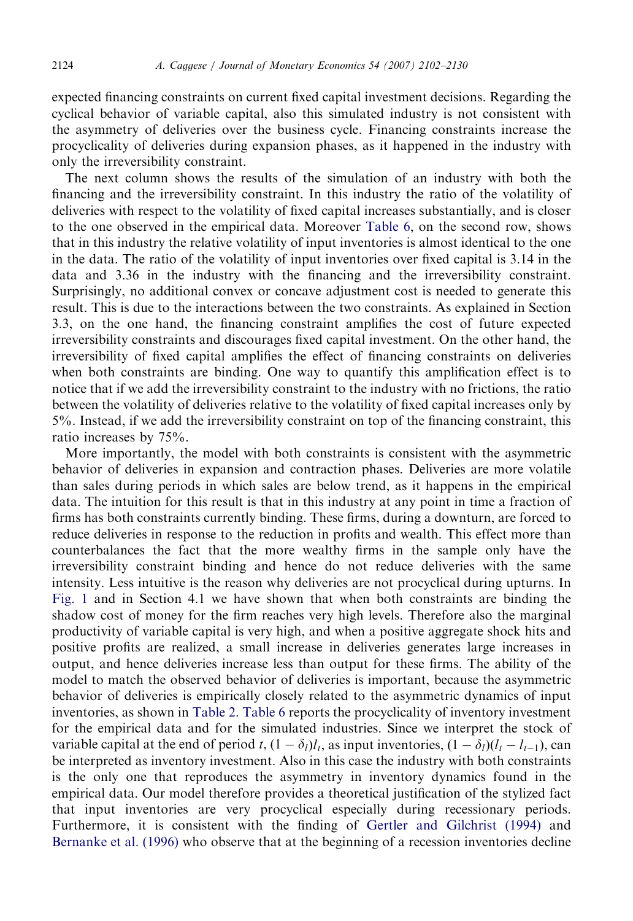expected financing constraints on current fixed capital investment decisions. Regarding the cyclical behavior of variable capital, also this simulated industry is not consistent with the asymmetry of deliveries over the business cycle. Financing constraints increase the procyclicality of deliveries during expansion phases, as it happened in the industry with only the irreversibility constraint.

The next column shows the results of the simulation of an industry with both the financing and the irreversibility constraint. In this industry the ratio of the volatility of deliveries with respect to the volatility of fixed capital increases substantially, and is closer to the one observed in the empirical data. Moreover Table 6, on the second row, shows that in this industry the relative volatility of input inventories is almost identical to the one in the data. The ratio of the volatility of input inventories over fixed capital is 3.14 in the data and 3.36 in the industry with the financing and the irreversibility constraint. Surprisingly, no additional convex or concave adjustment cost is needed to generate this result. This is due to the interactions between the two constraints. As explained in Section 3.3, on the one hand, the financing constraint amplifies the cost of future expected irreversibility constraints and discourages fixed capital investment. On the other hand, the irreversibility of fixed capital amplifies the effect of financing constraints on deliveries when both constraints are binding. One way to quantify this amplification effect is to notice that if we add the irreversibility constraint to the industry with no frictions, the ratio between the volatility of deliveries relative to the volatility of fixed capital increases only by 5%. Instead, if we add the irreversibility constraint on top of the financing constraint, this ratio increases by 75%.

More importantly, the model with both constraints is consistent with the asymmetric behavior of deliveries in expansion and contraction phases. Deliveries are more volatile than sales during periods in which sales are below trend, as it happens in the empirical data. The intuition for this result is that in this industry at any point in time a fraction of firms has both constraints currently binding. These firms, during a downturn, are forced to reduce deliveries in response to the reduction in profits and wealth. This effect more than counterbalances the fact that the more wealthy firms in the sample only have the irreversibility constraint binding and hence do not reduce deliveries with the same intensity. Less intuitive is the reason why deliveries are not procyclical during upturns. In Fig. 1 and in Section 4.1 we have shown that when both constraints are binding the shadow cost of money for the firm reaches very high levels. Therefore also the marginal productivity of variable capital is very high, and when a positive aggregate shock hits and positive profits are realized, a small increase in deliveries generates large increases in output, and hence deliveries increase less than output for these firms. The ability of the model to match the observed behavior of deliveries is important, because the asymmetric behavior of deliveries is empirically closely related to the asymmetric dynamics of input inventories, as shown in Table 2. Table 6 reports the procyclicality of inventory investment for the empirical data and for the simulated industries. Since we interpret the stock of variable capital at the end of period $t$, $(1-\delta_l)l_t$, as input inventories, $(1-\delta_l)(l_t - l_{t-1})$, can be interpreted as inventory investment. Also in this case the industry with both constraints is the only one that reproduces the asymmetry in inventory dynamics found in the empirical data. Our model therefore provides a theoretical justification of the stylized fact that input inventories are very procyclical especially during recessionary periods. Furthermore, it is consistent with the finding of Gertler and Gilchrist (1994) and Bernanke et al. (1996) who observe that at the beginning of a recession inventories decline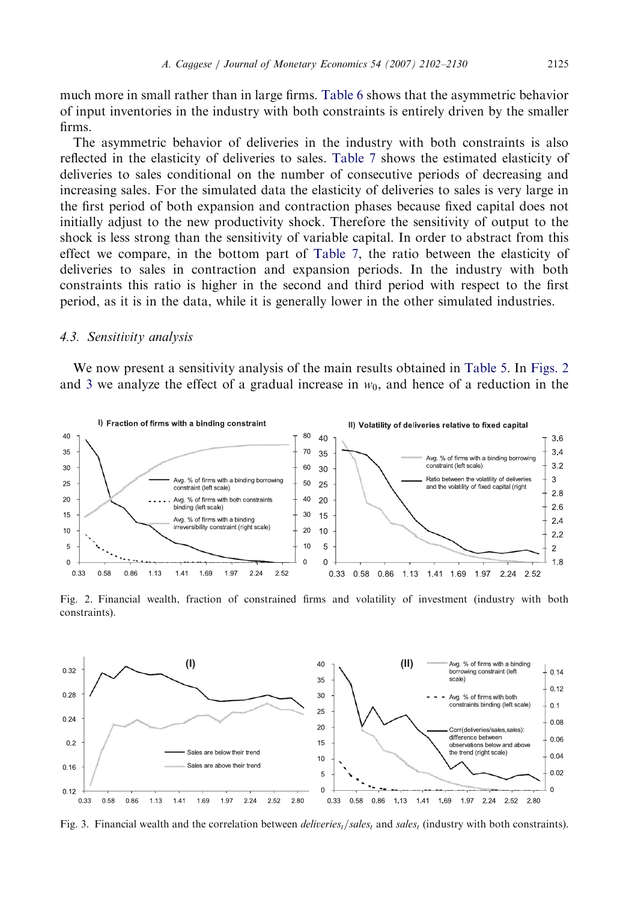much more in small rather than in large firms. Table 6 shows that the asymmetric behavior of input inventories in the industry with both constraints is entirely driven by the smaller firms.

The asymmetric behavior of deliveries in the industry with both constraints is also reflected in the elasticity of deliveries to sales. Table 7 shows the estimated elasticity of deliveries to sales conditional on the number of consecutive periods of decreasing and increasing sales. For the simulated data the elasticity of deliveries to sales is very large in the first period of both expansion and contraction phases because fixed capital does not initially adjust to the new productivity shock. Therefore the sensitivity of output to the shock is less strong than the sensitivity of variable capital. In order to abstract from this effect we compare, in the bottom part of Table 7, the ratio between the elasticity of deliveries to sales in contraction and expansion periods. In the industry with both constraints this ratio is higher in the second and third period with respect to the first period, as it is in the data, while it is generally lower in the other simulated industries.

### 4.3. Sensitivity analysis

We now present a sensitivity analysis of the main results obtained in Table 5. In Figs. 2 and 3 we analyze the effect of a gradual increase in $w_0$, and hence of a reduction in the

Fig. 2. Financial wealth, fraction of constrained firms and volatility of investment (industry with both constraints).

Fig. 3. Financial wealth and the correlation between $deliveries_t/sales_t$ and $sales_t$ (industry with both constraints).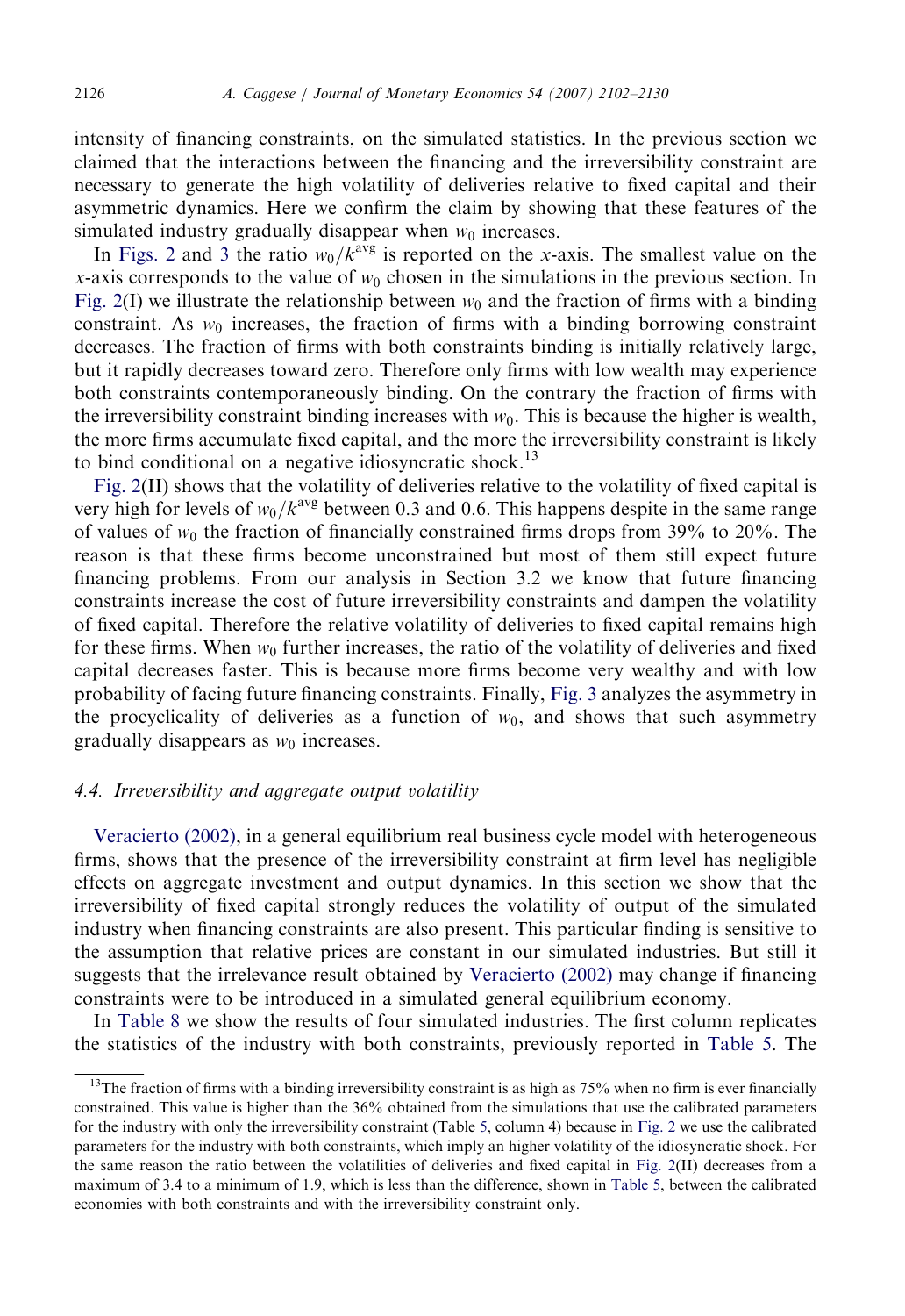intensity of financing constraints, on the simulated statistics. In the previous section we claimed that the interactions between the financing and the irreversibility constraint are necessary to generate the high volatility of deliveries relative to fixed capital and their asymmetric dynamics. Here we confirm the claim by showing that these features of the simulated industry gradually disappear when $w_0$ increases.

In Figs. 2 and 3 the ratio $w_0/k^{\text{avg}}$ is reported on the $x$-axis. The smallest value on the $x$-axis corresponds to the value of $w_0$ chosen in the simulations in the previous section. In Fig. 2(I) we illustrate the relationship between $w_0$ and the fraction of firms with a binding constraint. As $w_0$ increases, the fraction of firms with a binding borrowing constraint decreases. The fraction of firms with both constraints binding is initially relatively large, but it rapidly decreases toward zero. Therefore only firms with low wealth may experience both constraints contemporaneously binding. On the contrary the fraction of firms with the irreversibility constraint binding increases with $w_0$. This is because the higher is wealth, the more firms accumulate fixed capital, and the more the irreversibility constraint is likely to bind conditional on a negative idiosyncratic shock.[13]

Fig. 2(II) shows that the volatility of deliveries relative to the volatility of fixed capital is very high for levels of $w_0/k^{\text{avg}}$ between 0.3 and 0.6. This happens despite in the same range of values of $w_0$ the fraction of financially constrained firms drops from 39% to 20%. The reason is that these firms become unconstrained but most of them still expect future financing problems. From our analysis in Section 3.2 we know that future financing constraints increase the cost of future irreversibility constraints and dampen the volatility of fixed capital. Therefore the relative volatility of deliveries to fixed capital remains high for these firms. When $w_0$ further increases, the ratio of the volatility of deliveries and fixed capital decreases faster. This is because more firms become very wealthy and with low probability of facing future financing constraints. Finally, Fig. 3 analyzes the asymmetry in the procyclicality of deliveries as a function of $w_0$, and shows that such asymmetry gradually disappears as $w_0$ increases.

### 4.4. Irreversibility and aggregate output volatility

Veracierto (2002), in a general equilibrium real business cycle model with heterogeneous firms, shows that the presence of the irreversibility constraint at firm level has negligible effects on aggregate investment and output dynamics. In this section we show that the irreversibility of fixed capital strongly reduces the volatility of output of the simulated industry when financing constraints are also present. This particular finding is sensitive to the assumption that relative prices are constant in our simulated industries. But still it suggests that the irrelevance result obtained by Veracierto (2002) may change if financing constraints were to be introduced in a simulated general equilibrium economy.

In Table 8 we show the results of four simulated industries. The first column replicates the statistics of the industry with both constraints, previously reported in Table 5. The

[13] The fraction of firms with a binding irreversibility constraint is as high as 75% when no firm is ever financially constrained. This value is higher than the 36% obtained from the simulations that use the calibrated parameters for the industry with only the irreversibility constraint (Table 5, column 4) because in Fig. 2 we use the calibrated parameters for the industry with both constraints, which imply an higher volatility of the idiosyncratic shock. For the same reason the ratio between the volatilities of deliveries and fixed capital in Fig. 2(II) decreases from a maximum of 3.4 to a minimum of 1.9, which is less than the difference, shown in Table 5, between the calibrated economies with both constraints and with the irreversibility constraint only.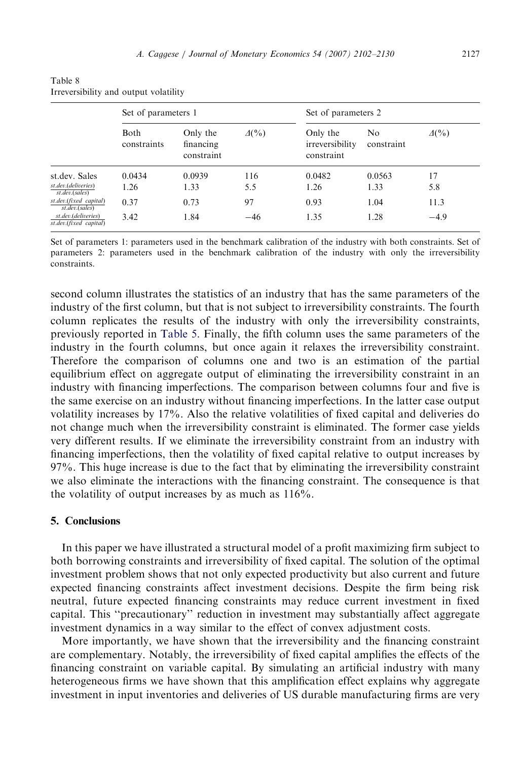Table 8
Irreversibility and output volatility

| | Set of parameters 1 | | | Set of parameters 2 | | |
|---|---|---|---|---|---|---|
| | Both constraints | Only the financing constraint | $\Delta(\%)$ | Only the irreversibility constraint | No constraint | $\Delta(\%)$ |
| st.dev. Sales | 0.0434 | 0.0939 | 116 | 0.0482 | 0.0563 | 17 |
| $\frac{st.dev.(deliveries)}{st.dev.(sales)}$ | 1.26 | 1.33 | 5.5 | 1.26 | 1.33 | 5.8 |
| $\frac{st.dev.(fixed\ capital)}{st.dev.(sales)}$ | 0.37 | 0.73 | 97 | 0.93 | 1.04 | 11.3 |
| $\frac{st.dev.(deliveries)}{st.dev.(fixed\ capital)}$ | 3.42 | 1.84 | −46 | 1.35 | 1.28 | −4.9 |

Set of parameters 1: parameters used in the benchmark calibration of the industry with both constraints. Set of parameters 2: parameters used in the benchmark calibration of the industry with only the irreversibility constraints.

second column illustrates the statistics of an industry that has the same parameters of the industry of the first column, but that is not subject to irreversibility constraints. The fourth column replicates the results of the industry with only the irreversibility constraints, previously reported in Table 5. Finally, the fifth column uses the same parameters of the industry in the fourth columns, but once again it relaxes the irreversibility constraint. Therefore the comparison of columns one and two is an estimation of the partial equilibrium effect on aggregate output of eliminating the irreversibility constraint in an industry with financing imperfections. The comparison between columns four and five is the same exercise on an industry without financing imperfections. In the latter case output volatility increases by 17%. Also the relative volatilities of fixed capital and deliveries do not change much when the irreversibility constraint is eliminated. The former case yields very different results. If we eliminate the irreversibility constraint from an industry with financing imperfections, then the volatility of fixed capital relative to output increases by 97%. This huge increase is due to the fact that by eliminating the irreversibility constraint we also eliminate the interactions with the financing constraint. The consequence is that the volatility of output increases by as much as 116%.

## 5. Conclusions

In this paper we have illustrated a structural model of a profit maximizing firm subject to both borrowing constraints and irreversibility of fixed capital. The solution of the optimal investment problem shows that not only expected productivity but also current and future expected financing constraints affect investment decisions. Despite the firm being risk neutral, future expected financing constraints may reduce current investment in fixed capital. This "precautionary" reduction in investment may substantially affect aggregate investment dynamics in a way similar to the effect of convex adjustment costs.

More importantly, we have shown that the irreversibility and the financing constraint are complementary. Notably, the irreversibility of fixed capital amplifies the effects of the financing constraint on variable capital. By simulating an artificial industry with many heterogeneous firms we have shown that this amplification effect explains why aggregate investment in input inventories and deliveries of US durable manufacturing firms are very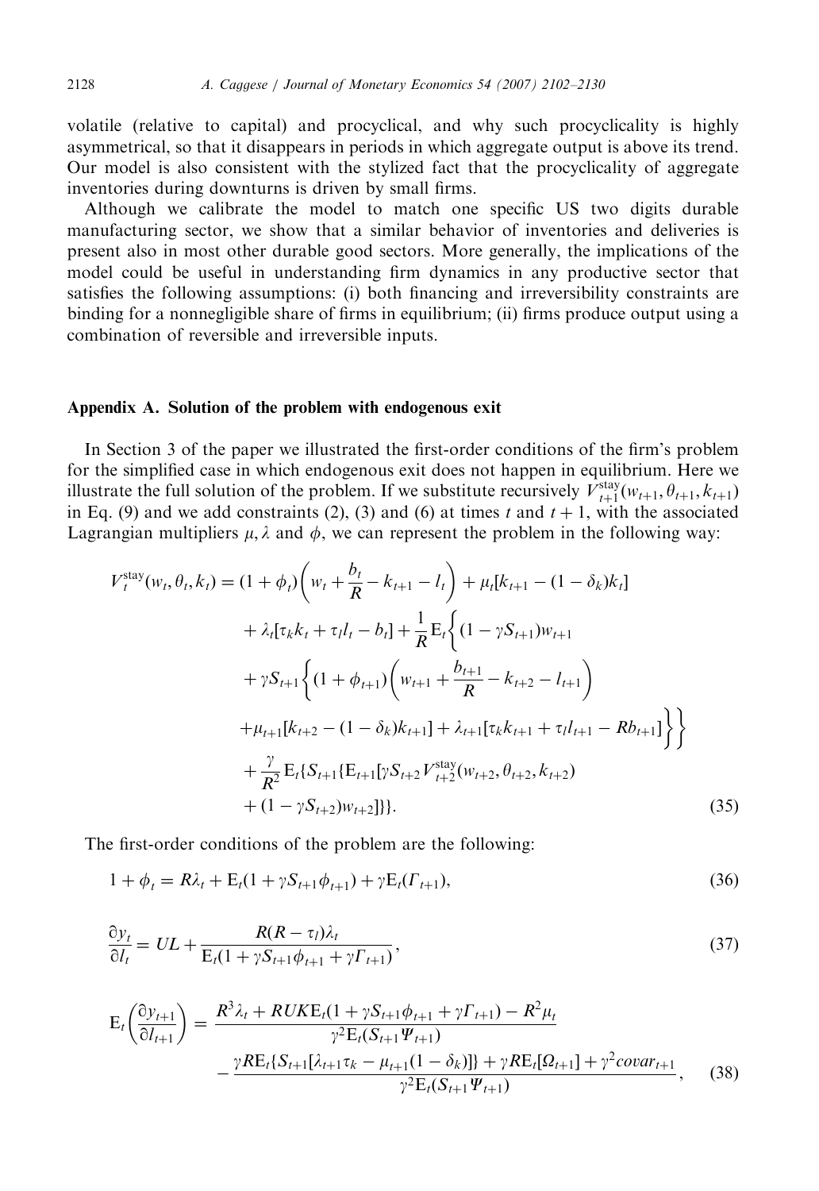volatile (relative to capital) and procyclical, and why such procyclicality is highly asymmetrical, so that it disappears in periods in which aggregate output is above its trend. Our model is also consistent with the stylized fact that the procyclicality of aggregate inventories during downturns is driven by small firms.

Although we calibrate the model to match one specific US two digits durable manufacturing sector, we show that a similar behavior of inventories and deliveries is present also in most other durable good sectors. More generally, the implications of the model could be useful in understanding firm dynamics in any productive sector that satisfies the following assumptions: (i) both financing and irreversibility constraints are binding for a nonnegligible share of firms in equilibrium; (ii) firms produce output using a combination of reversible and irreversible inputs.

## Appendix A. Solution of the problem with endogenous exit

In Section 3 of the paper we illustrated the first-order conditions of the firm's problem for the simplified case in which endogenous exit does not happen in equilibrium. Here we illustrate the full solution of the problem. If we substitute recursively $V_{t+1}^{\text{stay}}(w_{t+1}, \theta_{t+1}, k_{t+1})$ in Eq. (9) and we add constraints (2), (3) and (6) at times $t$ and $t+1$, with the associated Lagrangian multipliers $\mu, \lambda$ and $\phi$, we can represent the problem in the following way:

$$
\begin{aligned}
V_t^{\text{stay}}(w_t, \theta_t, k_t) = {} & (1+\phi_t)\left(w_t + \frac{b_t}{R} - k_{t+1} - l_t\right) + \mu_t[k_{t+1} - (1-\delta_k)k_t] \\
& + \lambda_t[\tau_k k_t + \tau_l l_t - b_t] + \frac{1}{R}\mathrm{E}_t\Bigg\{(1-\gamma S_{t+1})w_{t+1} \\
& + \gamma S_{t+1}\Bigg\{(1+\phi_{t+1})\left(w_{t+1} + \frac{b_{t+1}}{R} - k_{t+2} - l_{t+1}\right) \\
& + \mu_{t+1}[k_{t+2} - (1-\delta_k)k_{t+1}] + \lambda_{t+1}[\tau_k k_{t+1} + \tau_l l_{t+1} - Rb_{t+1}]\Bigg\}\Bigg\} \\
& + \frac{\gamma}{R^2}\mathrm{E}_t\{S_{t+1}\{\mathrm{E}_{t+1}[\gamma S_{t+2} V_{t+2}^{\text{stay}}(w_{t+2}, \theta_{t+2}, k_{t+2}) \\
& + (1-\gamma S_{t+2})w_{t+2}]\}\}.
\end{aligned}
\tag{35}
$$

The first-order conditions of the problem are the following:

$$
1 + \phi_t = R\lambda_t + \mathrm{E}_t(1 + \gamma S_{t+1}\phi_{t+1}) + \gamma \mathrm{E}_t(\Gamma_{t+1}), \tag{36}
$$

$$
\frac{\partial y_t}{\partial l_t} = UL + \frac{R(R-\tau_l)\lambda_t}{\mathrm{E}_t(1 + \gamma S_{t+1}\phi_{t+1} + \gamma \Gamma_{t+1})}, \tag{37}
$$

$$
\begin{aligned}
\mathrm{E}_t\left(\frac{\partial y_{t+1}}{\partial l_{t+1}}\right) = {} & \frac{R^3\lambda_t + RUK\mathrm{E}_t(1 + \gamma S_{t+1}\phi_{t+1} + \gamma \Gamma_{t+1}) - R^2\mu_t}{\gamma^2 \mathrm{E}_t(S_{t+1}\Psi_{t+1})} \\
& - \frac{\gamma R \mathrm{E}_t\{S_{t+1}[\lambda_{t+1}\tau_k - \mu_{t+1}(1-\delta_k)]\} + \gamma R \mathrm{E}_t[\Omega_{t+1}] + \gamma^2 covar_{t+1}}{\gamma^2 \mathrm{E}_t(S_{t+1}\Psi_{t+1})},
\end{aligned}
\tag{38}
$$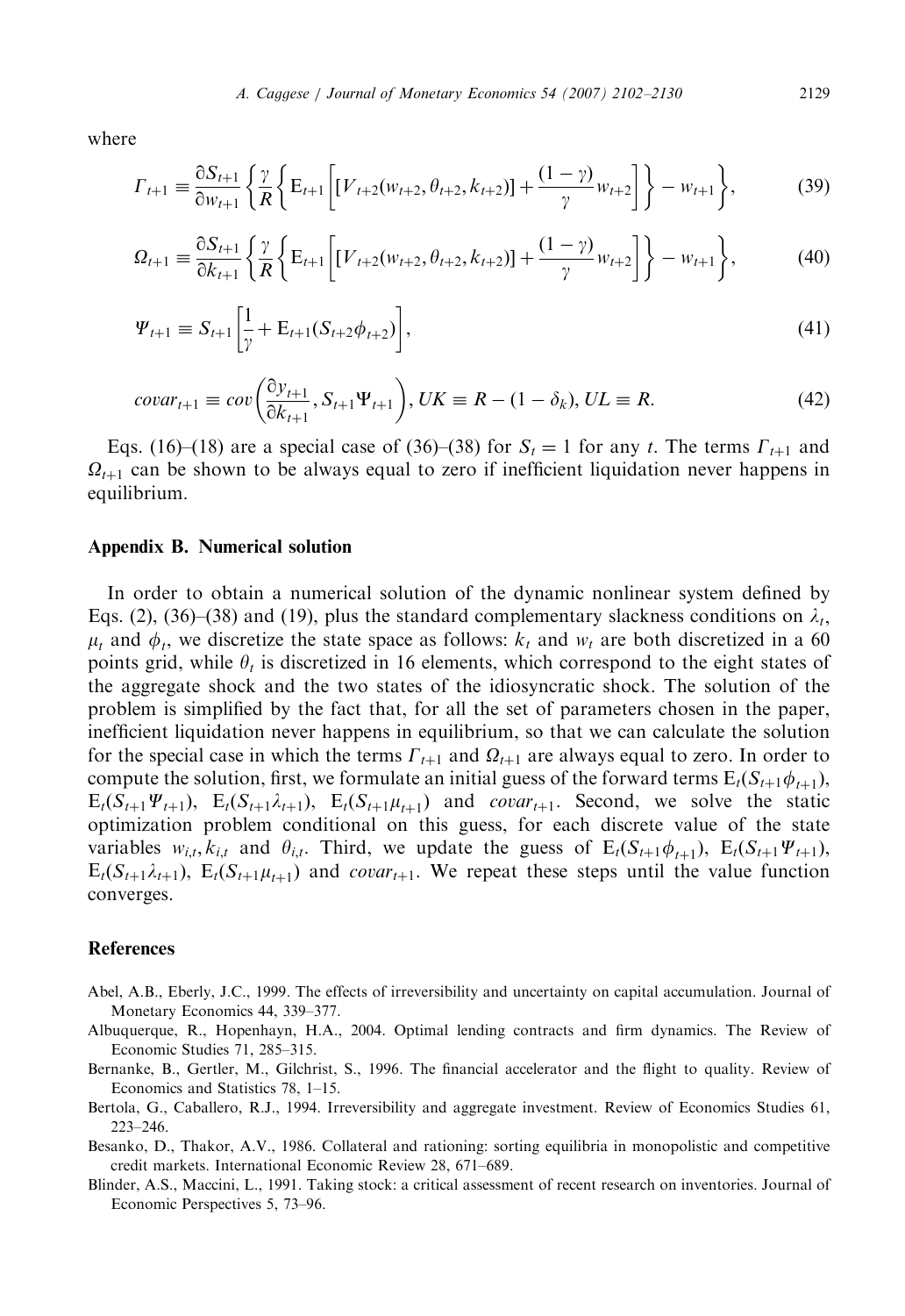where

$$\Gamma_{t+1} \equiv \frac{\partial S_{t+1}}{\partial w_{t+1}} \left\{ \frac{\gamma}{R} \left\{ \mathrm{E}_{t+1} \left[ [V_{t+2}(w_{t+2}, \theta_{t+2}, k_{t+2})] + \frac{(1-\gamma)}{\gamma} w_{t+2} \right] \right\} - w_{t+1} \right\}, \tag{39}$$

$$\Omega_{t+1} \equiv \frac{\partial S_{t+1}}{\partial k_{t+1}} \left\{ \frac{\gamma}{R} \left\{ \mathrm{E}_{t+1} \left[ [V_{t+2}(w_{t+2}, \theta_{t+2}, k_{t+2})] + \frac{(1-\gamma)}{\gamma} w_{t+2} \right] \right\} - w_{t+1} \right\}, \tag{40}$$

$$\Psi_{t+1} \equiv S_{t+1} \left[ \frac{1}{\gamma} + \mathrm{E}_{t+1}(S_{t+2}\phi_{t+2}) \right], \tag{41}$$

$$covar_{t+1} \equiv cov\left( \frac{\partial y_{t+1}}{\partial k_{t+1}}, S_{t+1}\Psi_{t+1} \right), UK \equiv R - (1-\delta_k), UL \equiv R. \tag{42}$$

Eqs. (16)–(18) are a special case of (36)–(38) for $S_t = 1$ for any $t$. The terms $\Gamma_{t+1}$ and $\Omega_{t+1}$ can be shown to be always equal to zero if inefficient liquidation never happens in equilibrium.

## Appendix B. Numerical solution

In order to obtain a numerical solution of the dynamic nonlinear system defined by Eqs. (2), (36)–(38) and (19), plus the standard complementary slackness conditions on $\lambda_t$, $\mu_t$ and $\phi_t$, we discretize the state space as follows: $k_t$ and $w_t$ are both discretized in a 60 points grid, while $\theta_t$ is discretized in 16 elements, which correspond to the eight states of the aggregate shock and the two states of the idiosyncratic shock. The solution of the problem is simplified by the fact that, for all the set of parameters chosen in the paper, inefficient liquidation never happens in equilibrium, so that we can calculate the solution for the special case in which the terms $\Gamma_{t+1}$ and $\Omega_{t+1}$ are always equal to zero. In order to compute the solution, first, we formulate an initial guess of the forward terms $\mathrm{E}_t(S_{t+1}\phi_{t+1})$, $\mathrm{E}_t(S_{t+1}\Psi_{t+1})$, $\mathrm{E}_t(S_{t+1}\lambda_{t+1})$, $\mathrm{E}_t(S_{t+1}\mu_{t+1})$ and $covar_{t+1}$. Second, we solve the static optimization problem conditional on this guess, for each discrete value of the state variables $w_{i,t}, k_{i,t}$ and $\theta_{i,t}$. Third, we update the guess of $\mathrm{E}_t(S_{t+1}\phi_{t+1})$, $\mathrm{E}_t(S_{t+1}\Psi_{t+1})$, $\mathrm{E}_t(S_{t+1}\lambda_{t+1})$, $\mathrm{E}_t(S_{t+1}\mu_{t+1})$ and $covar_{t+1}$. We repeat these steps until the value function converges.

## References

Abel, A.B., Eberly, J.C., 1999. The effects of irreversibility and uncertainty on capital accumulation. Journal of Monetary Economics 44, 339–377.

Albuquerque, R., Hopenhayn, H.A., 2004. Optimal lending contracts and firm dynamics. The Review of Economic Studies 71, 285–315.

Bernanke, B., Gertler, M., Gilchrist, S., 1996. The financial accelerator and the flight to quality. Review of Economics and Statistics 78, 1–15.

Bertola, G., Caballero, R.J., 1994. Irreversibility and aggregate investment. Review of Economics Studies 61, 223–246.

Besanko, D., Thakor, A.V., 1986. Collateral and rationing: sorting equilibria in monopolistic and competitive credit markets. International Economic Review 28, 671–689.

Blinder, A.S., Maccini, L., 1991. Taking stock: a critical assessment of recent research on inventories. Journal of Economic Perspectives 5, 73–96.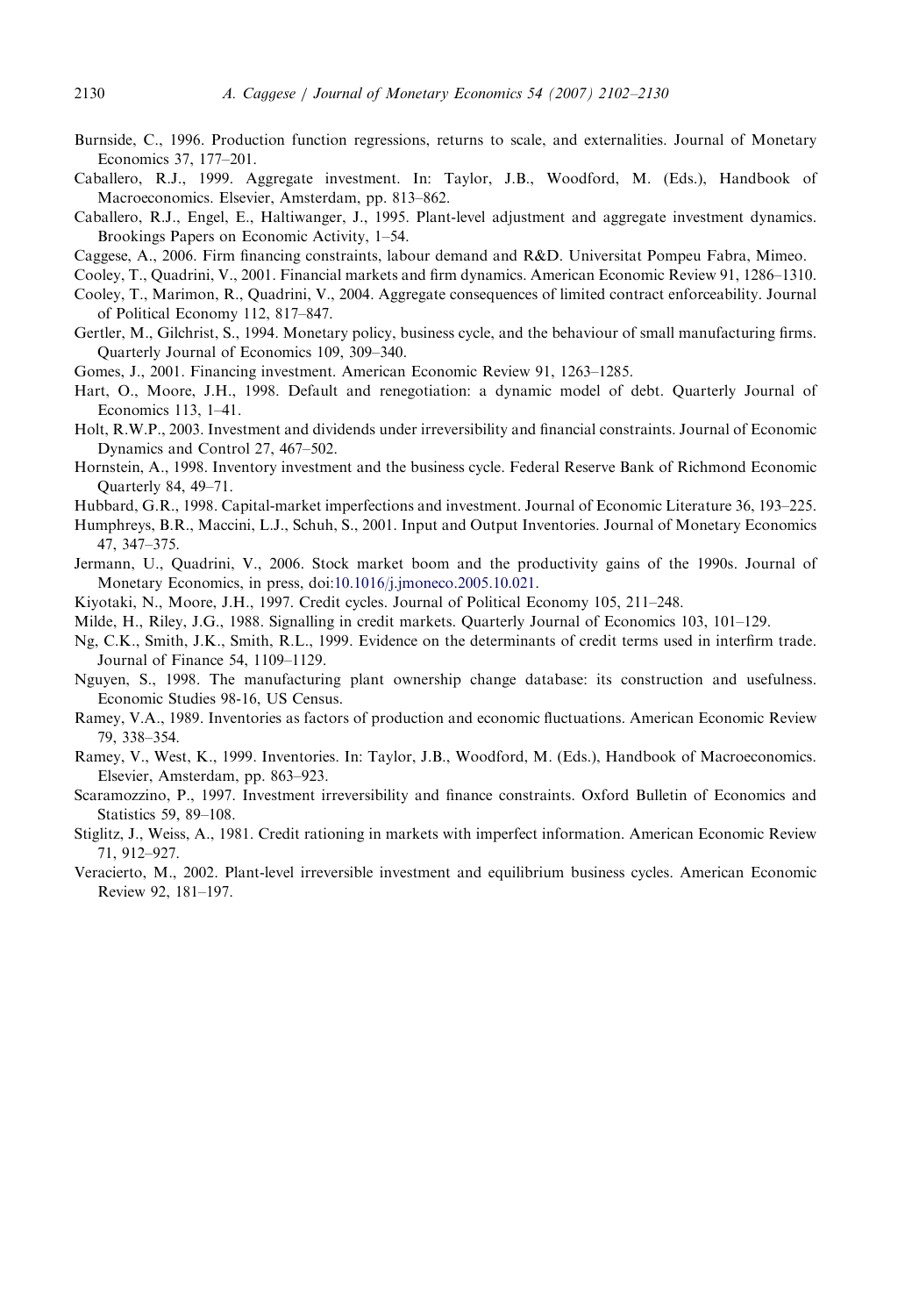Burnside, C., 1996. Production function regressions, returns to scale, and externalities. Journal of Monetary Economics 37, 177–201.

Caballero, R.J., 1999. Aggregate investment. In: Taylor, J.B., Woodford, M. (Eds.), Handbook of Macroeconomics. Elsevier, Amsterdam, pp. 813–862.

Caballero, R.J., Engel, E., Haltiwanger, J., 1995. Plant-level adjustment and aggregate investment dynamics. Brookings Papers on Economic Activity, 1–54.

Caggese, A., 2006. Firm financing constraints, labour demand and R&D. Universitat Pompeu Fabra, Mimeo.

Cooley, T., Quadrini, V., 2001. Financial markets and firm dynamics. American Economic Review 91, 1286–1310.

Cooley, T., Marimon, R., Quadrini, V., 2004. Aggregate consequences of limited contract enforceability. Journal of Political Economy 112, 817–847.

Gertler, M., Gilchrist, S., 1994. Monetary policy, business cycle, and the behaviour of small manufacturing firms. Quarterly Journal of Economics 109, 309–340.

Gomes, J., 2001. Financing investment. American Economic Review 91, 1263–1285.

Hart, O., Moore, J.H., 1998. Default and renegotiation: a dynamic model of debt. Quarterly Journal of Economics 113, 1–41.

Holt, R.W.P., 2003. Investment and dividends under irreversibility and financial constraints. Journal of Economic Dynamics and Control 27, 467–502.

Hornstein, A., 1998. Inventory investment and the business cycle. Federal Reserve Bank of Richmond Economic Quarterly 84, 49–71.

Hubbard, G.R., 1998. Capital-market imperfections and investment. Journal of Economic Literature 36, 193–225.

Humphreys, B.R., Maccini, L.J., Schuh, S., 2001. Input and Output Inventories. Journal of Monetary Economics 47, 347–375.

Jermann, U., Quadrini, V., 2006. Stock market boom and the productivity gains of the 1990s. Journal of Monetary Economics, in press, doi:10.1016/j.jmoneco.2005.10.021.

Kiyotaki, N., Moore, J.H., 1997. Credit cycles. Journal of Political Economy 105, 211–248.

Milde, H., Riley, J.G., 1988. Signalling in credit markets. Quarterly Journal of Economics 103, 101–129.

Ng, C.K., Smith, J.K., Smith, R.L., 1999. Evidence on the determinants of credit terms used in interfirm trade. Journal of Finance 54, 1109–1129.

Nguyen, S., 1998. The manufacturing plant ownership change database: its construction and usefulness. Economic Studies 98-16, US Census.

Ramey, V.A., 1989. Inventories as factors of production and economic fluctuations. American Economic Review 79, 338–354.

Ramey, V., West, K., 1999. Inventories. In: Taylor, J.B., Woodford, M. (Eds.), Handbook of Macroeconomics. Elsevier, Amsterdam, pp. 863–923.

Scaramozzino, P., 1997. Investment irreversibility and finance constraints. Oxford Bulletin of Economics and Statistics 59, 89–108.

Stiglitz, J., Weiss, A., 1981. Credit rationing in markets with imperfect information. American Economic Review 71, 912–927.

Veracierto, M., 2002. Plant-level irreversible investment and equilibrium business cycles. American Economic Review 92, 181–197.